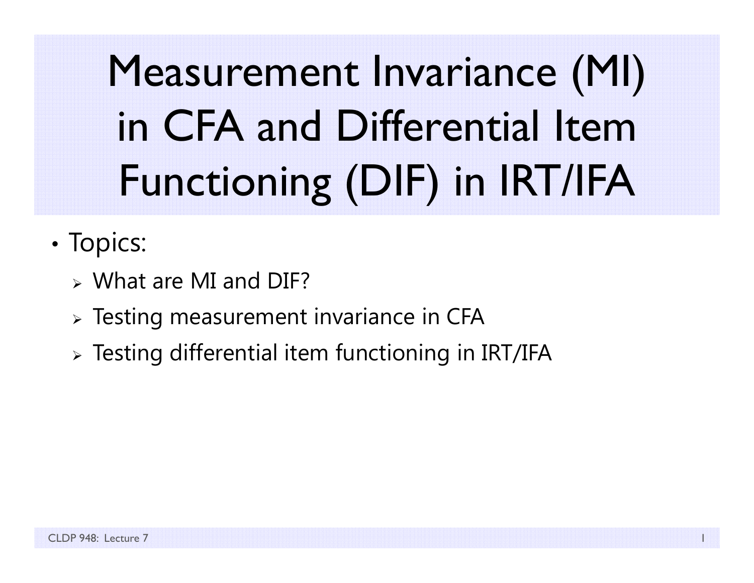# Measurement Invariance (MI) in CFA and Differential Item Functioning (DIF) in IRT/IFA

- Topics:
  - What are MI and DIF?
  - Testing measurement invariance in CFA
  - Testing differential item functioning in IRT/IFA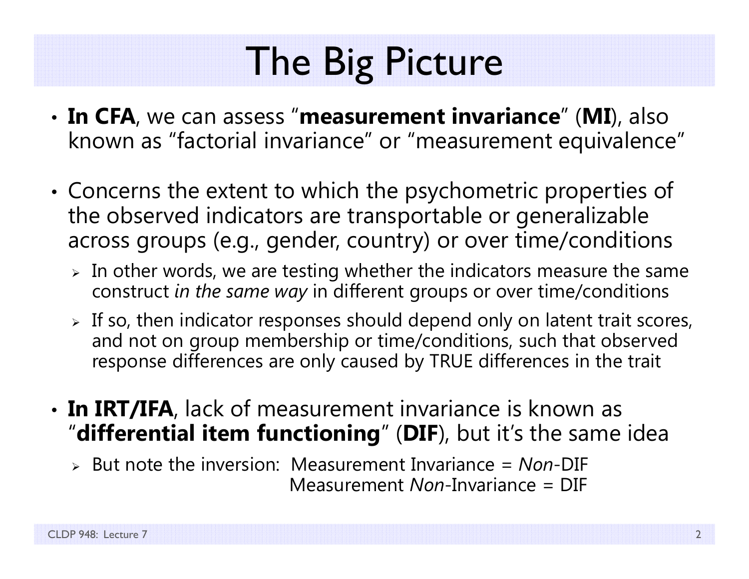# The Big Picture

- **In CFA**, we can assess "**measurement invariance**" (**MI**), also known as "factorial invariance" or "measurement equivalence"
- Concerns the extent to which the psychometric properties of the observed indicators are transportable or generalizable across groups (e.g., gender, country) or over time/conditions
  - In other words, we are testing whether the indicators measure the same construct *in the same way* in different groups or over time/conditions
  - If so, then indicator responses should depend only on latent trait scores, and not on group membership or time/conditions, such that observed response differences are only caused by TRUE differences in the trait
- **In IRT/IFA**, lack of measurement invariance is known as "**differential item functioning**" (**DIF**), but it's the same idea
  - But note the inversion: Measurement Invariance = *Non*-DIF
    Measurement *Non*-Invariance = DIF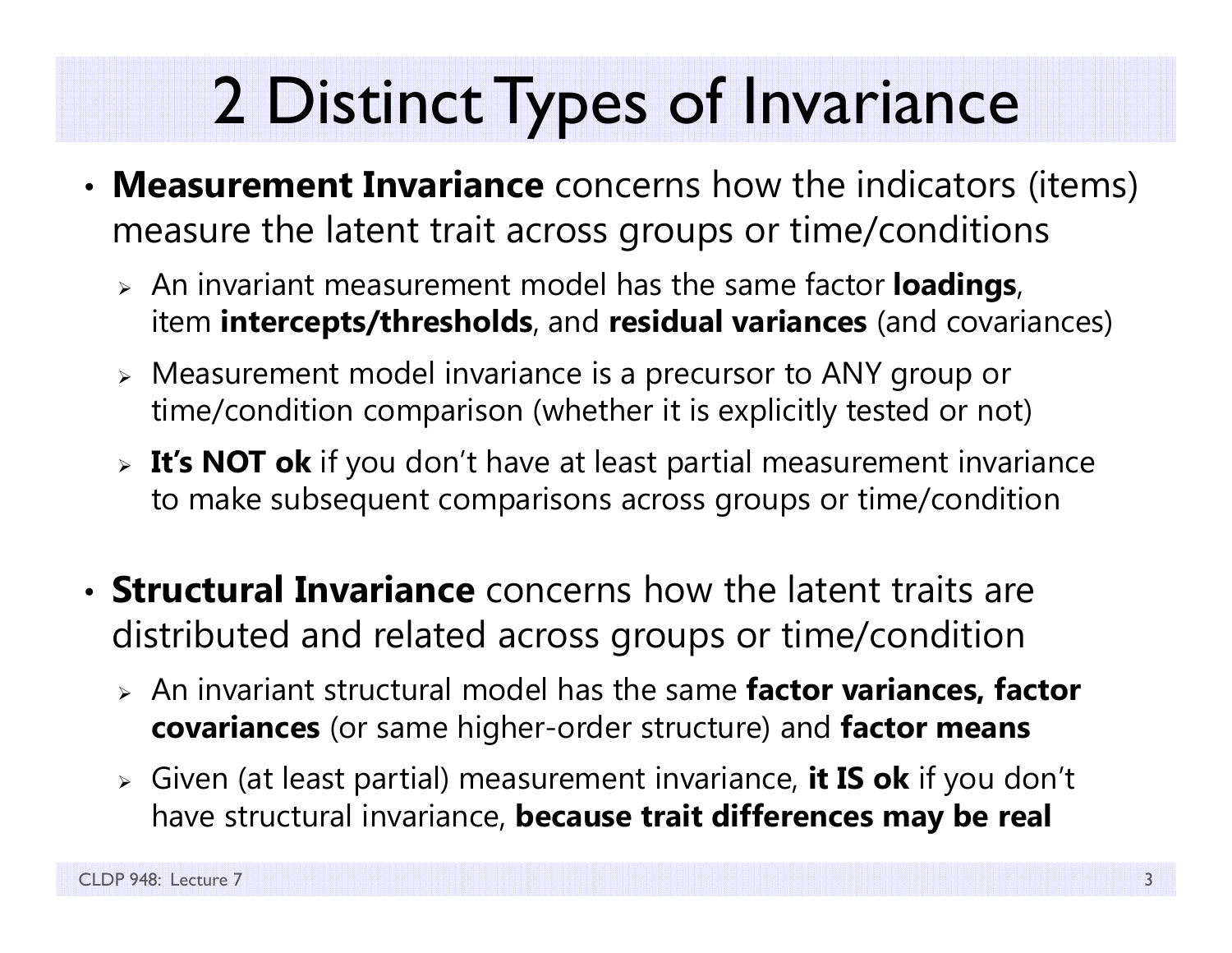# 2 Distinct Types of Invariance

- **Measurement Invariance** concerns how the indicators (items) measure the latent trait across groups or time/conditions
  - An invariant measurement model has the same factor **loadings**, item **intercepts/thresholds**, and **residual variances** (and covariances)
  - Measurement model invariance is a precursor to ANY group or time/condition comparison (whether it is explicitly tested or not)
  - **It's NOT ok** if you don't have at least partial measurement invariance to make subsequent comparisons across groups or time/condition

- **Structural Invariance** concerns how the latent traits are distributed and related across groups or time/condition
  - An invariant structural model has the same **factor variances, factor covariances** (or same higher-order structure) and **factor means**
  - Given (at least partial) measurement invariance, **it IS ok** if you don't have structural invariance, **because trait differences may be real**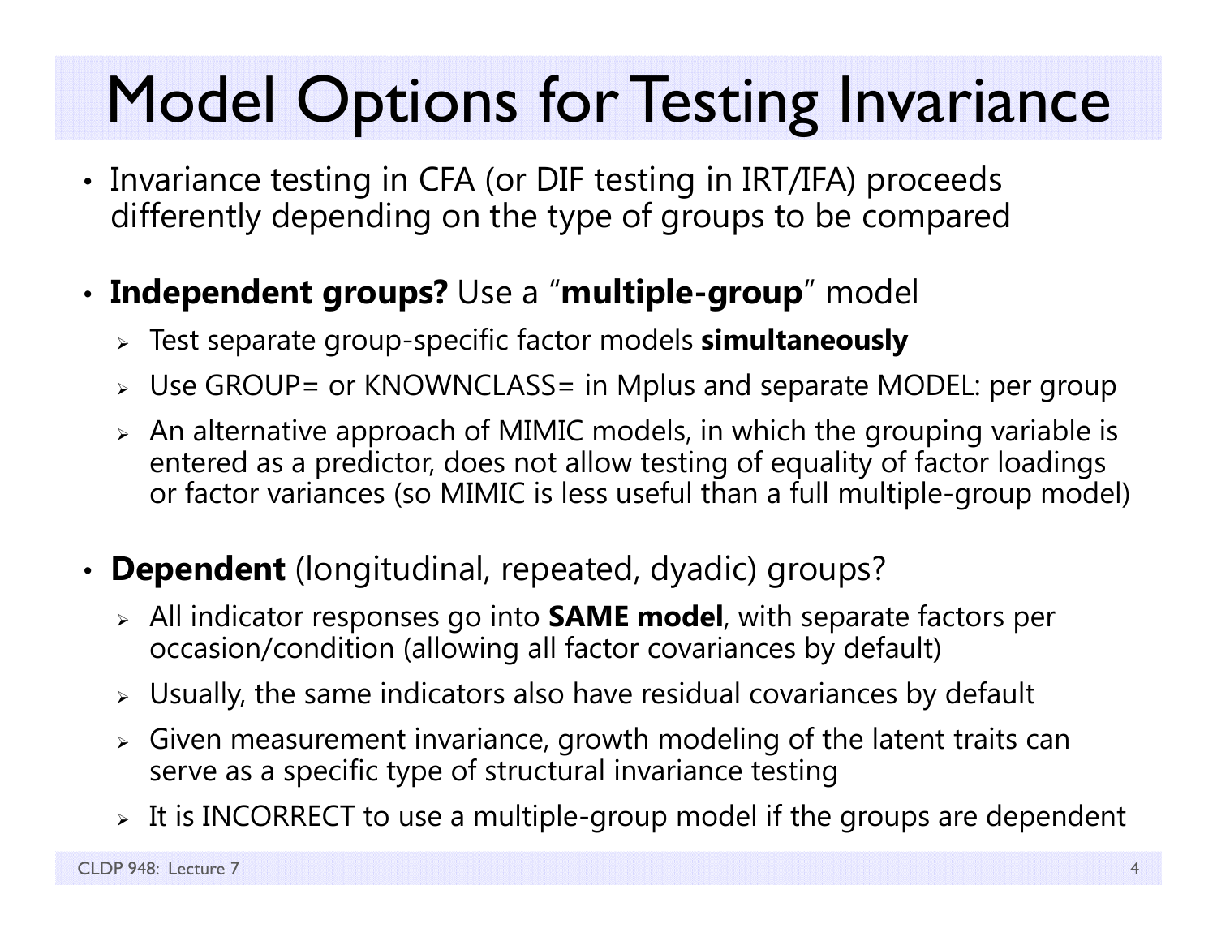# Model Options for Testing Invariance

- Invariance testing in CFA (or DIF testing in IRT/IFA) proceeds differently depending on the type of groups to be compared

- **Independent groups?** Use a "**multiple-group**" model
  - Test separate group-specific factor models **simultaneously**
  - Use GROUP= or KNOWNCLASS= in Mplus and separate MODEL: per group
  - An alternative approach of MIMIC models, in which the grouping variable is entered as a predictor, does not allow testing of equality of factor loadings or factor variances (so MIMIC is less useful than a full multiple-group model)

- **Dependent** (longitudinal, repeated, dyadic) groups?
  - All indicator responses go into **SAME model**, with separate factors per occasion/condition (allowing all factor covariances by default)
  - Usually, the same indicators also have residual covariances by default
  - Given measurement invariance, growth modeling of the latent traits can serve as a specific type of structural invariance testing
  - It is INCORRECT to use a multiple-group model if the groups are dependent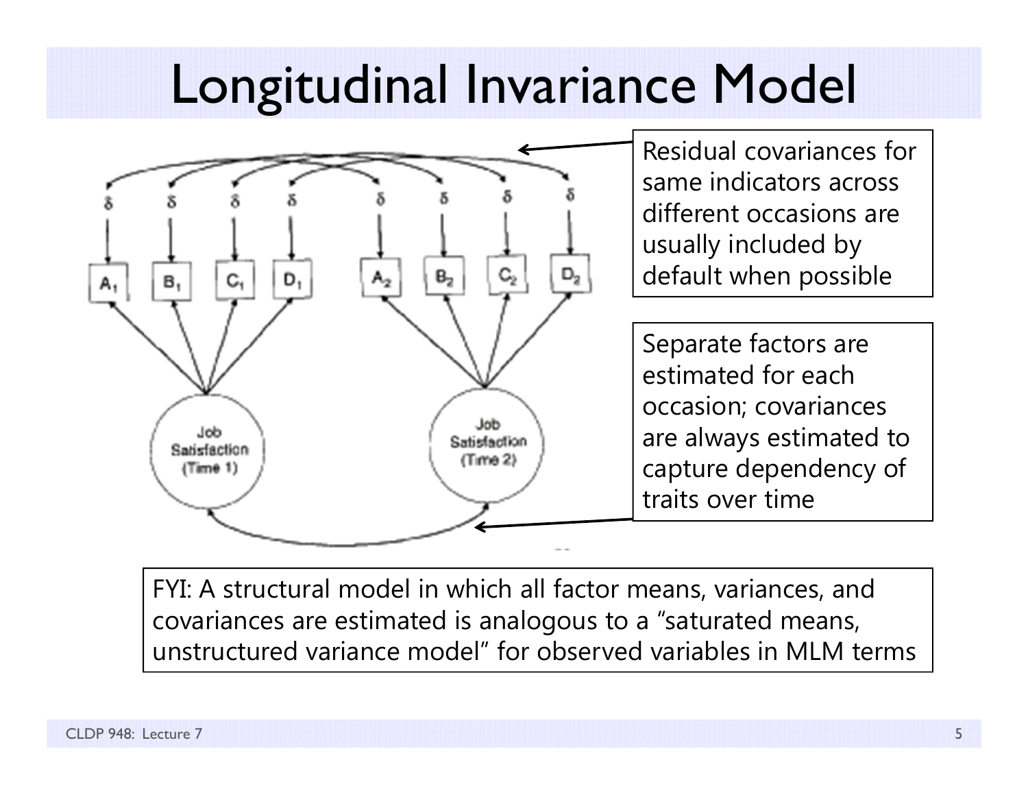# Longitudinal Invariance Model

Residual covariances for same indicators across different occasions are usually included by default when possible

Separate factors are estimated for each occasion; covariances are always estimated to capture dependency of traits over time

FYI: A structural model in which all factor means, variances, and covariances are estimated is analogous to a "saturated means, unstructured variance model" for observed variables in MLM terms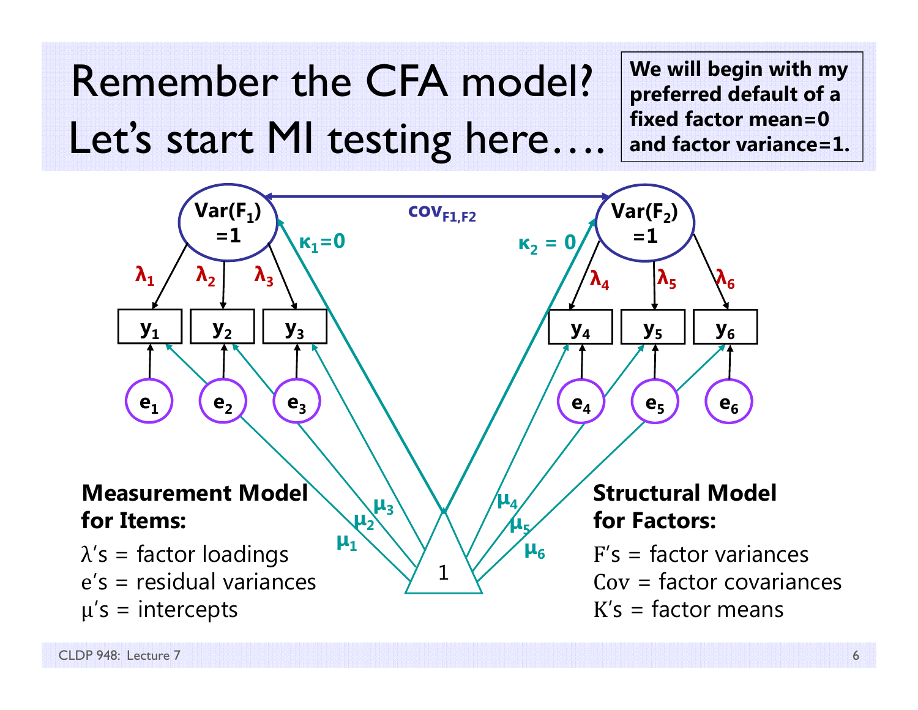# Remember the CFA model? Let's start MI testing here….

**We will begin with my preferred default of a fixed factor mean=0 and factor variance=1.**

Var($F_1$) =1

Var($F_2$) =1

$cov_{F1,F2}$

$\kappa_1=0$

$\kappa_2 = 0$

$\lambda_1$ $\lambda_2$ $\lambda_3$ $\lambda_4$ $\lambda_5$ $\lambda_6$

$y_1$ $y_2$ $y_3$ $y_4$ $y_5$ $y_6$

$e_1$ $e_2$ $e_3$ $e_4$ $e_5$ $e_6$

$\mu_1$ $\mu_2$ $\mu_3$ $\mu_4$ $\mu_5$ $\mu_6$

1

**Measurement Model for Items:**

λ's = factor loadings
e's = residual variances
μ's = intercepts

**Structural Model for Factors:**

F's = factor variances
Cov = factor covariances
K's = factor means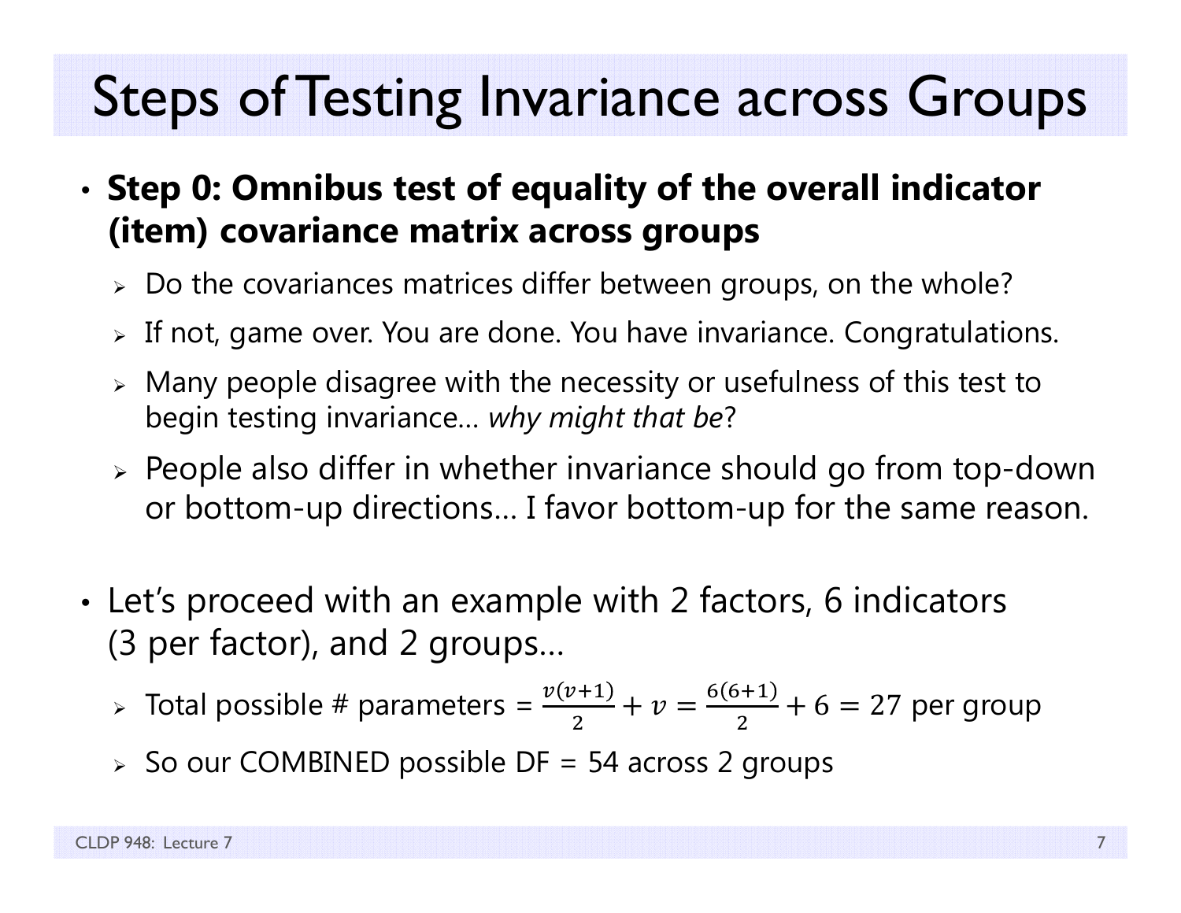# Steps of Testing Invariance across Groups

- **Step 0: Omnibus test of equality of the overall indicator (item) covariance matrix across groups**
  - Do the covariances matrices differ between groups, on the whole?
  - If not, game over. You are done. You have invariance. Congratulations.
  - Many people disagree with the necessity or usefulness of this test to begin testing invariance… *why might that be*?
  - People also differ in whether invariance should go from top-down or bottom-up directions… I favor bottom-up for the same reason.

- Let's proceed with an example with 2 factors, 6 indicators (3 per factor), and 2 groups…
  - Total possible # parameters = $\frac{v(v+1)}{2} + v = \frac{6(6+1)}{2} + 6 = 27$ per group
  - So our COMBINED possible DF = 54 across 2 groups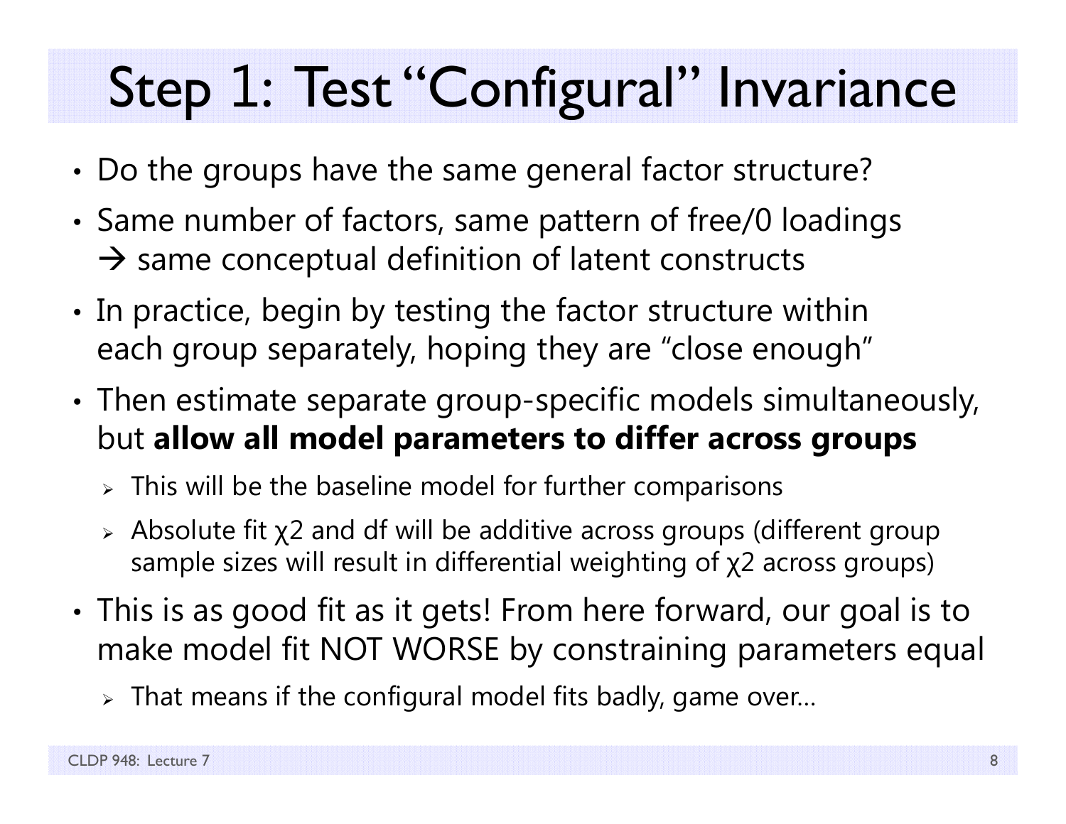# Step 1: Test "Configural" Invariance

- Do the groups have the same general factor structure?
- Same number of factors, same pattern of free/0 loadings → same conceptual definition of latent constructs
- In practice, begin by testing the factor structure within each group separately, hoping they are "close enough"
- Then estimate separate group-specific models simultaneously, but **allow all model parameters to differ across groups**
  - This will be the baseline model for further comparisons
  - Absolute fit $\chi 2$ and df will be additive across groups (different group sample sizes will result in differential weighting of $\chi 2$ across groups)
- This is as good fit as it gets! From here forward, our goal is to make model fit NOT WORSE by constraining parameters equal
  - That means if the configural model fits badly, game over…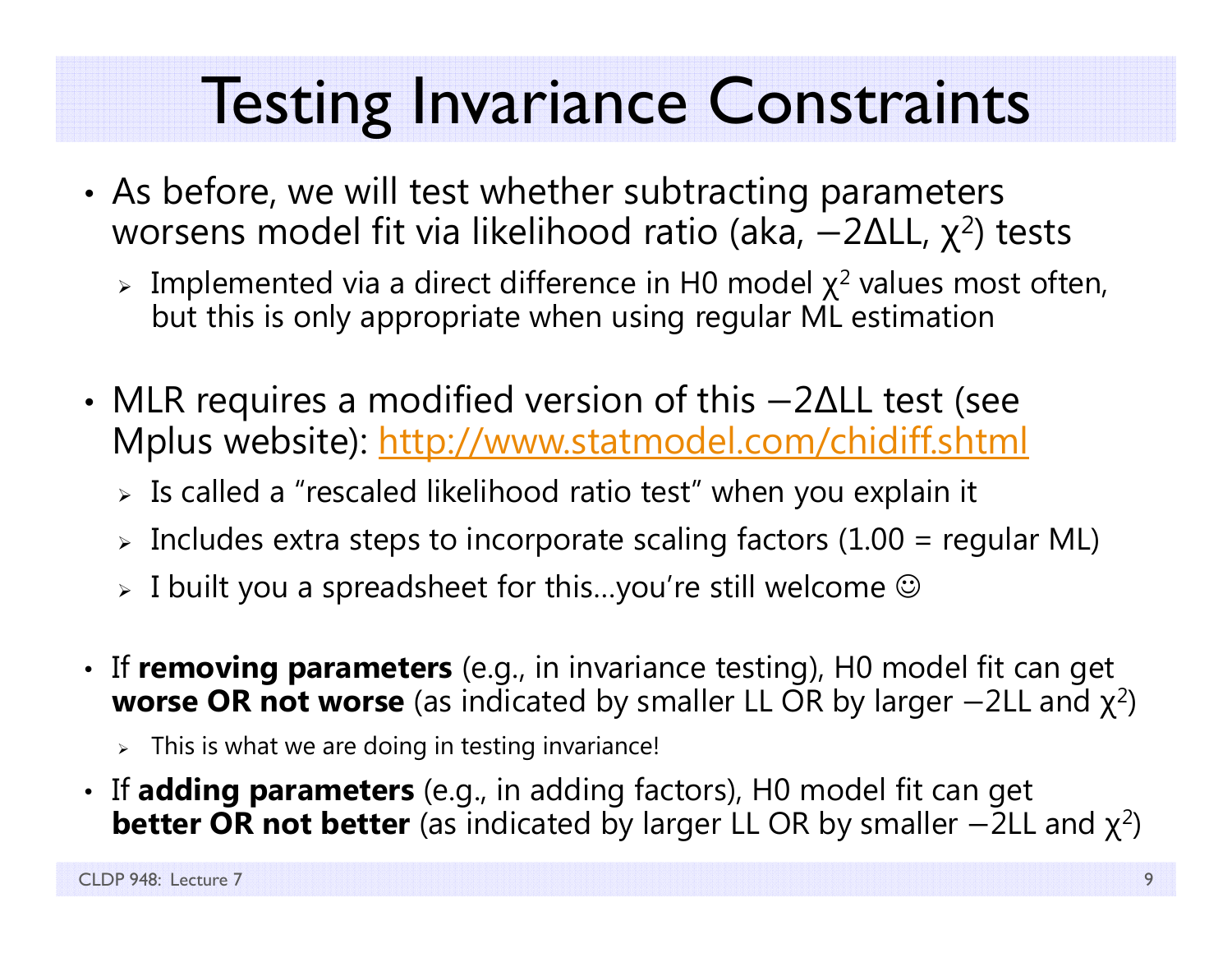# Testing Invariance Constraints

- As before, we will test whether subtracting parameters worsens model fit via likelihood ratio (aka, $-2\Delta LL$, $\chi^2$) tests
  - Implemented via a direct difference in H0 model $\chi^2$ values most often, but this is only appropriate when using regular ML estimation
- MLR requires a modified version of this $-2\Delta LL$ test (see Mplus website): http://www.statmodel.com/chidiff.shtml
  - Is called a "rescaled likelihood ratio test" when you explain it
  - Includes extra steps to incorporate scaling factors (1.00 = regular ML)
  - I built you a spreadsheet for this…you're still welcome ☺
- If **removing parameters** (e.g., in invariance testing), H0 model fit can get **worse OR not worse** (as indicated by smaller LL OR by larger $-2LL$ and $\chi^2$)
  - This is what we are doing in testing invariance!
- If **adding parameters** (e.g., in adding factors), H0 model fit can get **better OR not better** (as indicated by larger LL OR by smaller $-2LL$ and $\chi^2$)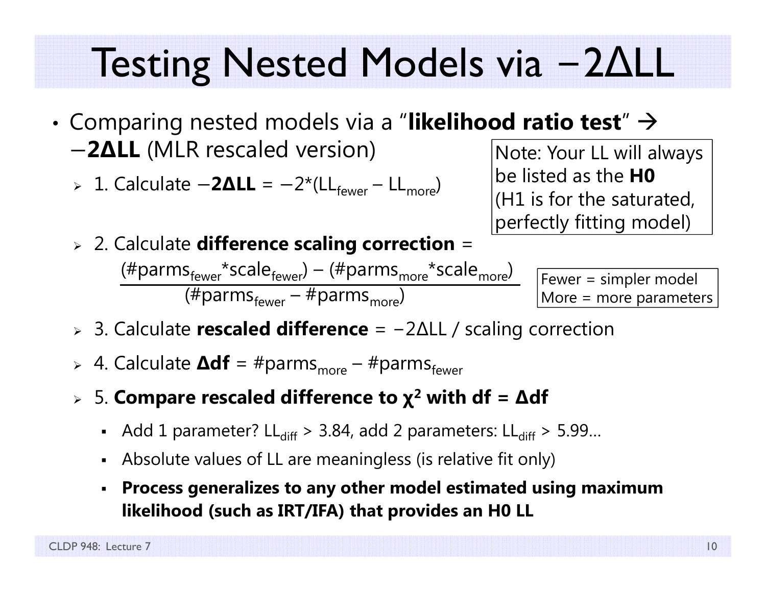# Testing Nested Models via −2ΔLL

- Comparing nested models via a "**likelihood ratio test**" → **−2ΔLL** (MLR rescaled version)
  - 1. Calculate **−2ΔLL** = $-2*(LL_{fewer} - LL_{more})$
  - 2. Calculate **difference scaling correction** =
  $$\frac{(\#parms_{fewer} * scale_{fewer}) - (\#parms_{more} * scale_{more})}{(\#parms_{fewer} - \#parms_{more})}$$
  - 3. Calculate **rescaled difference** = −2ΔLL / scaling correction
  - 4. Calculate **Δdf** = $\#parms_{more} - \#parms_{fewer}$
  - 5. **Compare rescaled difference to $\chi^2$ with df = Δdf**
    - Add 1 parameter? $LL_{diff} > 3.84$, add 2 parameters: $LL_{diff} > 5.99$…
    - Absolute values of LL are meaningless (is relative fit only)
    - **Process generalizes to any other model estimated using maximum likelihood (such as IRT/IFA) that provides an H0 LL**

Note: Your LL will always be listed as the **H0** (H1 is for the saturated, perfectly fitting model)

Fewer = simpler model
More = more parameters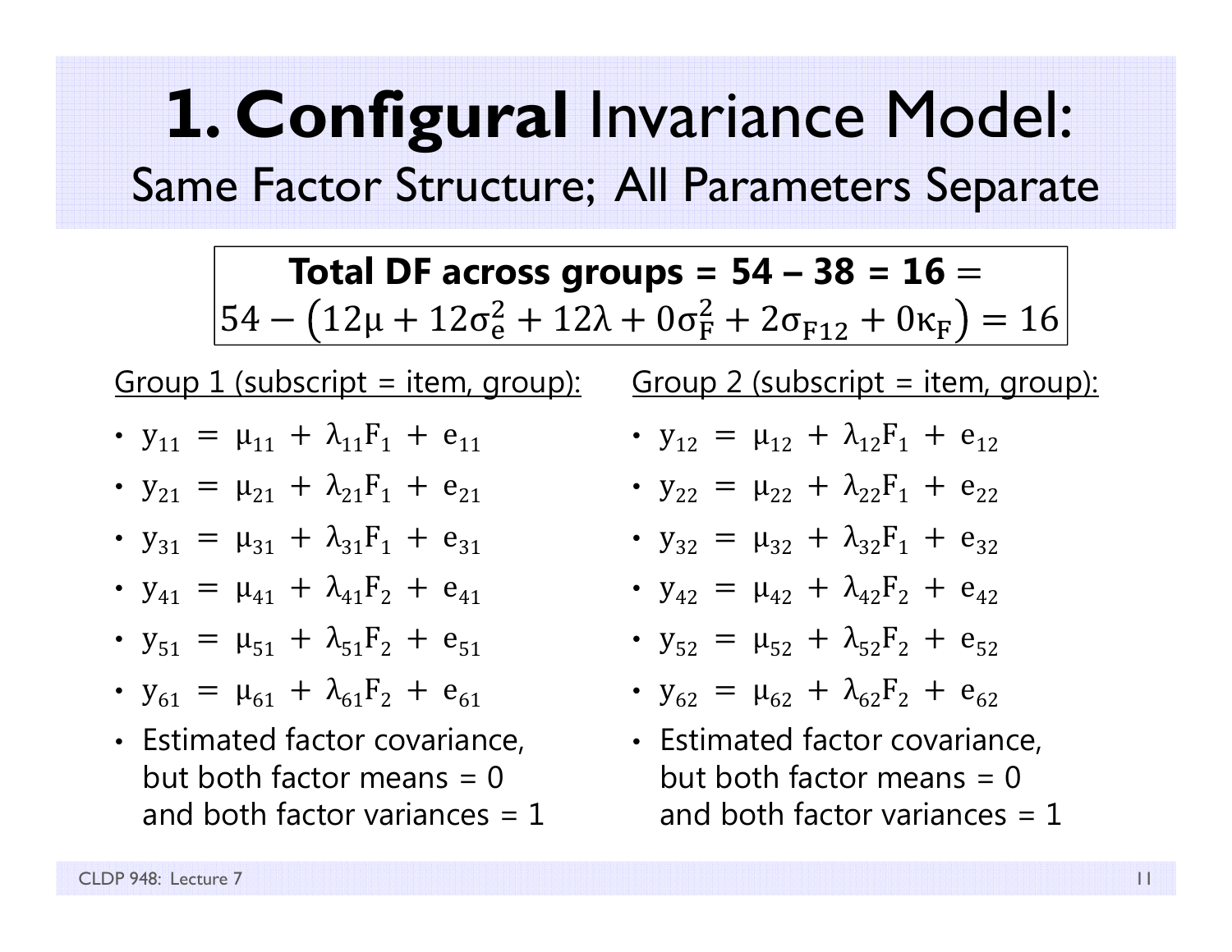# **1. Configural** Invariance Model:

## Same Factor Structure; All Parameters Separate

**Total DF across groups = 54 – 38 = 16** =
$$54 - \left(12\mu + 12\sigma_e^2 + 12\lambda + 0\sigma_F^2 + 2\sigma_{F12} + 0\kappa_F\right) = 16$$

Group 1 (subscript = item, group):

- $y_{11} = \mu_{11} + \lambda_{11}F_1 + e_{11}$
- $y_{21} = \mu_{21} + \lambda_{21}F_1 + e_{21}$
- $y_{31} = \mu_{31} + \lambda_{31}F_1 + e_{31}$
- $y_{41} = \mu_{41} + \lambda_{41}F_2 + e_{41}$
- $y_{51} = \mu_{51} + \lambda_{51}F_2 + e_{51}$
- $y_{61} = \mu_{61} + \lambda_{61}F_2 + e_{61}$
- Estimated factor covariance, but both factor means = 0 and both factor variances = 1

Group 2 (subscript = item, group):

- $y_{12} = \mu_{12} + \lambda_{12}F_1 + e_{12}$
- $y_{22} = \mu_{22} + \lambda_{22}F_1 + e_{22}$
- $y_{32} = \mu_{32} + \lambda_{32}F_1 + e_{32}$
- $y_{42} = \mu_{42} + \lambda_{42}F_2 + e_{42}$
- $y_{52} = \mu_{52} + \lambda_{52}F_2 + e_{52}$
- $y_{62} = \mu_{62} + \lambda_{62}F_2 + e_{62}$
- Estimated factor covariance, but both factor means = 0 and both factor variances = 1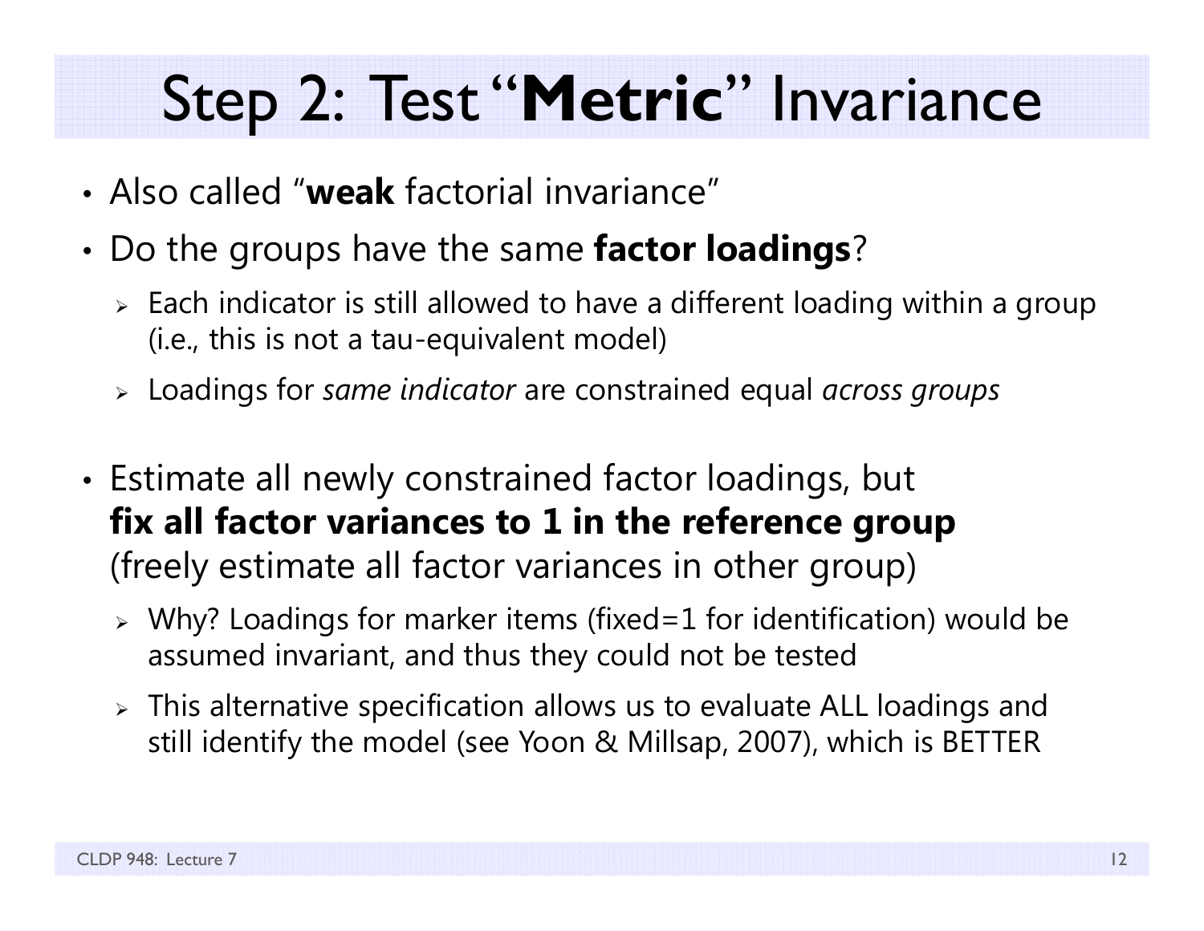# Step 2: Test "**Metric**" Invariance

- Also called "**weak** factorial invariance"
- Do the groups have the same **factor loadings**?
  - Each indicator is still allowed to have a different loading within a group (i.e., this is not a tau-equivalent model)
  - Loadings for *same indicator* are constrained equal *across groups*

- Estimate all newly constrained factor loadings, but **fix all factor variances to 1 in the reference group** (freely estimate all factor variances in other group)
  - Why? Loadings for marker items (fixed=1 for identification) would be assumed invariant, and thus they could not be tested
  - This alternative specification allows us to evaluate ALL loadings and still identify the model (see Yoon & Millsap, 2007), which is BETTER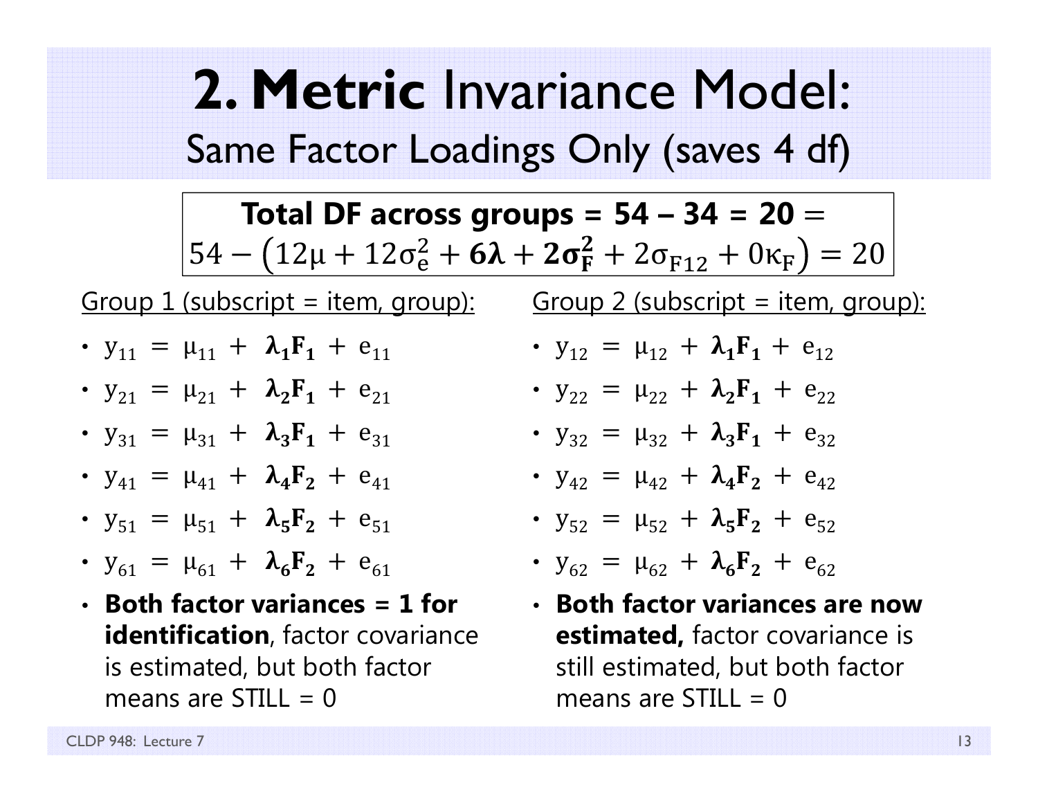# 2. **Metric** Invariance Model:

## Same Factor Loadings Only (saves 4 df)

**Total DF across groups = 54 – 34 = 20** =

$$54 - \left(12\mu + 12\sigma_e^2 + \mathbf{6\lambda} + \mathbf{2\sigma_F^2} + 2\sigma_{F12} + 0\kappa_F\right) = 20$$

Group 1 (subscript = item, group):

- $y_{11} = \mu_{11} + \boldsymbol{\lambda_1 F_1} + e_{11}$
- $y_{21} = \mu_{21} + \boldsymbol{\lambda_2 F_1} + e_{21}$
- $y_{31} = \mu_{31} + \boldsymbol{\lambda_3 F_1} + e_{31}$
- $y_{41} = \mu_{41} + \boldsymbol{\lambda_4 F_2} + e_{41}$
- $y_{51} = \mu_{51} + \boldsymbol{\lambda_5 F_2} + e_{51}$
- $y_{61} = \mu_{61} + \boldsymbol{\lambda_6 F_2} + e_{61}$
- **Both factor variances = 1 for identification**, factor covariance is estimated, but both factor means are STILL = 0

Group 2 (subscript = item, group):

- $y_{12} = \mu_{12} + \boldsymbol{\lambda_1 F_1} + e_{12}$
- $y_{22} = \mu_{22} + \boldsymbol{\lambda_2 F_1} + e_{22}$
- $y_{32} = \mu_{32} + \boldsymbol{\lambda_3 F_1} + e_{32}$
- $y_{42} = \mu_{42} + \boldsymbol{\lambda_4 F_2} + e_{42}$
- $y_{52} = \mu_{52} + \boldsymbol{\lambda_5 F_2} + e_{52}$
- $y_{62} = \mu_{62} + \boldsymbol{\lambda_6 F_2} + e_{62}$
- **Both factor variances are now estimated,** factor covariance is still estimated, but both factor means are STILL = 0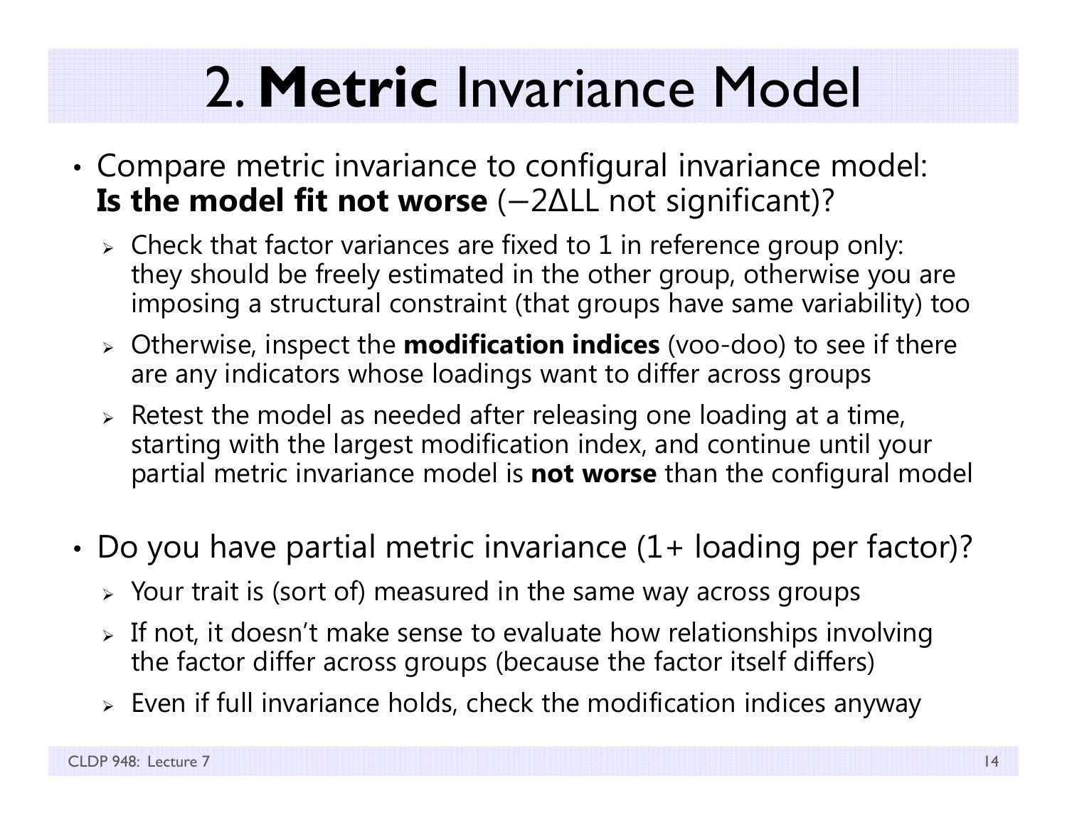# 2. **Metric** Invariance Model

- Compare metric invariance to configural invariance model: **Is the model fit not worse** ($-2\Delta LL$ not significant)?
  - Check that factor variances are fixed to 1 in reference group only: they should be freely estimated in the other group, otherwise you are imposing a structural constraint (that groups have same variability) too
  - Otherwise, inspect the **modification indices** (voo-doo) to see if there are any indicators whose loadings want to differ across groups
  - Retest the model as needed after releasing one loading at a time, starting with the largest modification index, and continue until your partial metric invariance model is **not worse** than the configural model

- Do you have partial metric invariance (1+ loading per factor)?
  - Your trait is (sort of) measured in the same way across groups
  - If not, it doesn't make sense to evaluate how relationships involving the factor differ across groups (because the factor itself differs)
  - Even if full invariance holds, check the modification indices anyway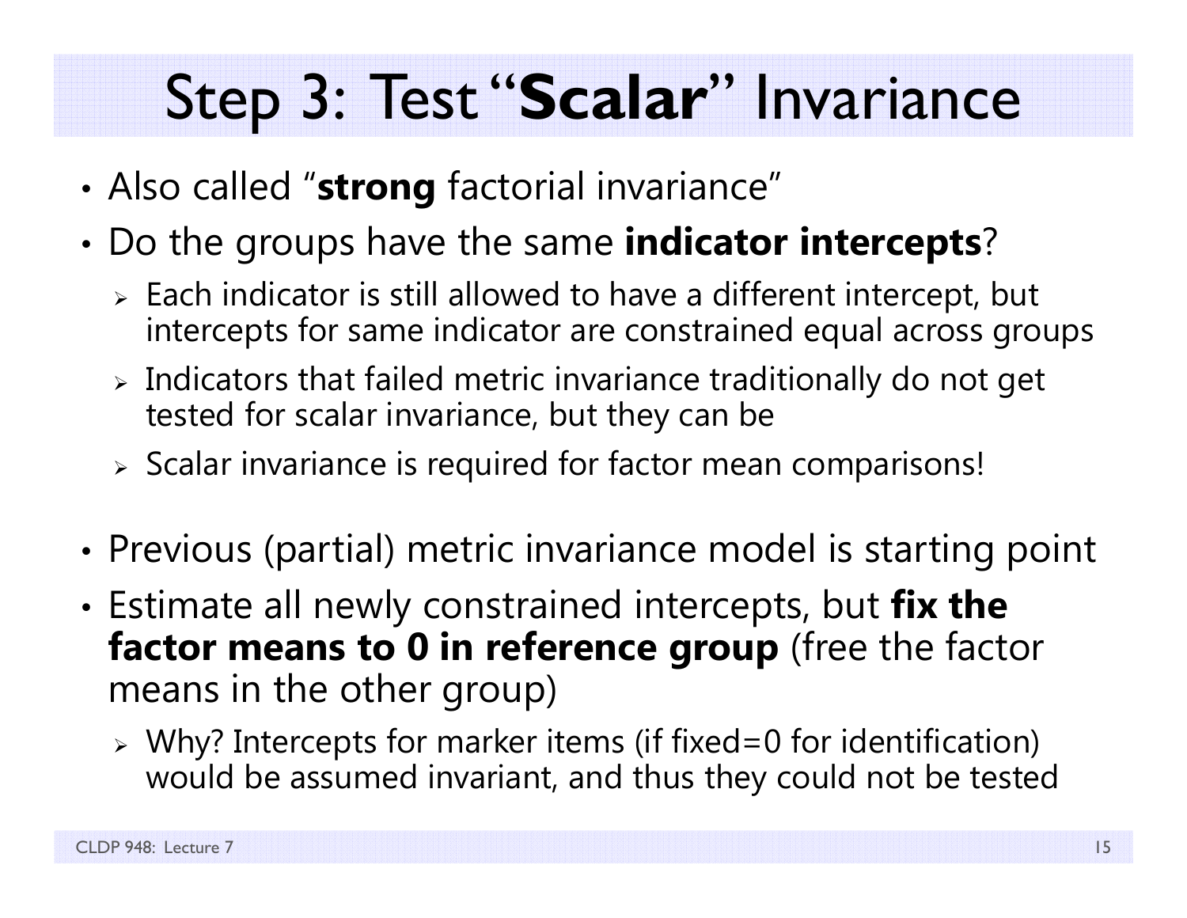# Step 3: Test "**Scalar**" Invariance

- Also called "**strong** factorial invariance"
- Do the groups have the same **indicator intercepts**?
  - Each indicator is still allowed to have a different intercept, but intercepts for same indicator are constrained equal across groups
  - Indicators that failed metric invariance traditionally do not get tested for scalar invariance, but they can be
  - Scalar invariance is required for factor mean comparisons!
- Previous (partial) metric invariance model is starting point
- Estimate all newly constrained intercepts, but **fix the factor means to 0 in reference group** (free the factor means in the other group)
  - Why? Intercepts for marker items (if fixed=0 for identification) would be assumed invariant, and thus they could not be tested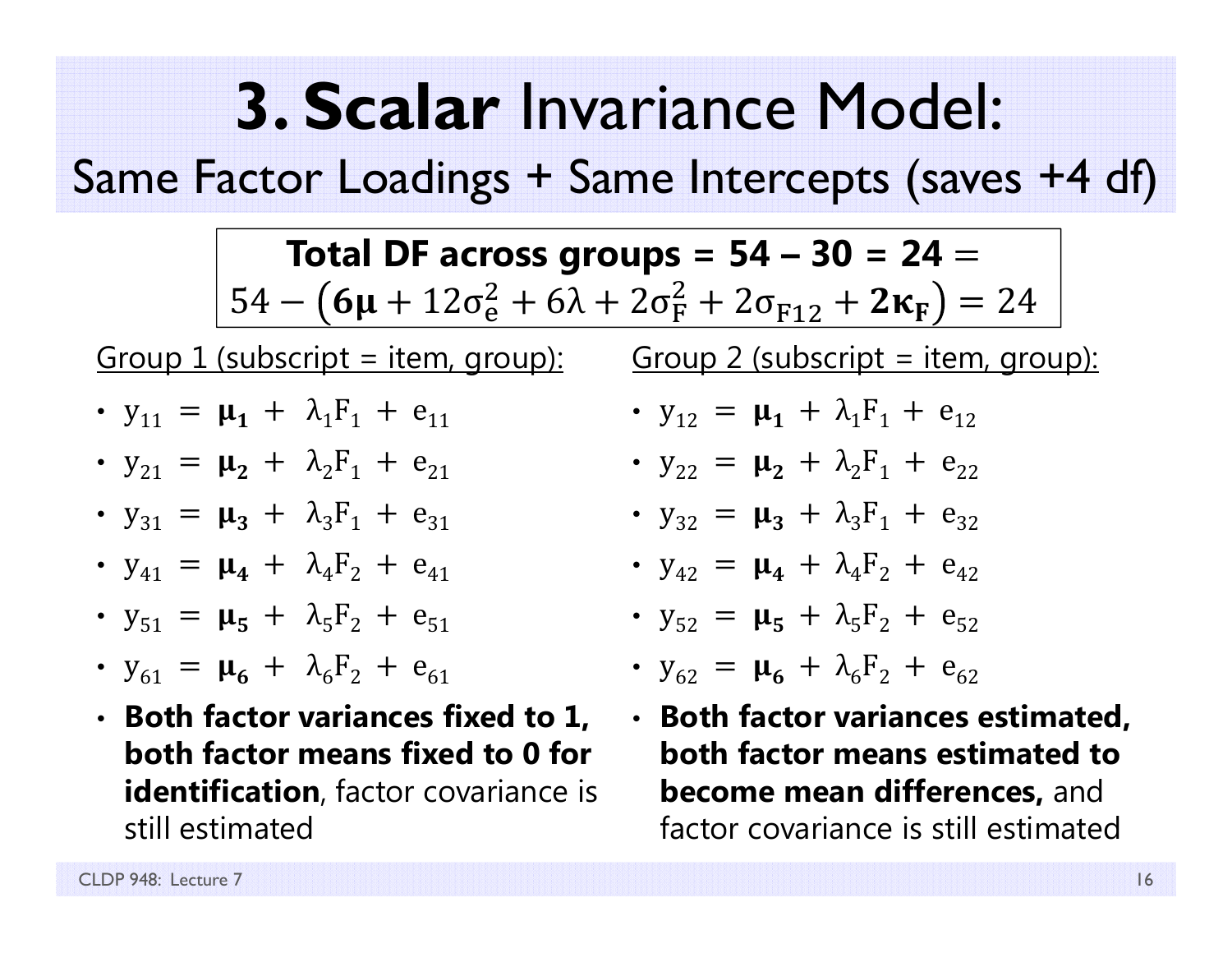# **3. Scalar** Invariance Model:

## Same Factor Loadings + Same Intercepts (saves +4 df)

**Total DF across groups = 54 – 30 = 24** =
$54 - \left(\mathbf{6\mu} + 12\sigma_e^2 + 6\lambda + 2\sigma_F^2 + 2\sigma_{F12} + \mathbf{2\kappa_F}\right) = 24$

Group 1 (subscript = item, group):

- $y_{11} = \boldsymbol{\mu_1} + \lambda_1 F_1 + e_{11}$
- $y_{21} = \boldsymbol{\mu_2} + \lambda_2 F_1 + e_{21}$
- $y_{31} = \boldsymbol{\mu_3} + \lambda_3 F_1 + e_{31}$
- $y_{41} = \boldsymbol{\mu_4} + \lambda_4 F_2 + e_{41}$
- $y_{51} = \boldsymbol{\mu_5} + \lambda_5 F_2 + e_{51}$
- $y_{61} = \boldsymbol{\mu_6} + \lambda_6 F_2 + e_{61}$
- **Both factor variances fixed to 1, both factor means fixed to 0 for identification**, factor covariance is still estimated

Group 2 (subscript = item, group):

- $y_{12} = \boldsymbol{\mu_1} + \lambda_1 F_1 + e_{12}$
- $y_{22} = \boldsymbol{\mu_2} + \lambda_2 F_1 + e_{22}$
- $y_{32} = \boldsymbol{\mu_3} + \lambda_3 F_1 + e_{32}$
- $y_{42} = \boldsymbol{\mu_4} + \lambda_4 F_2 + e_{42}$
- $y_{52} = \boldsymbol{\mu_5} + \lambda_5 F_2 + e_{52}$
- $y_{62} = \boldsymbol{\mu_6} + \lambda_6 F_2 + e_{62}$
- **Both factor variances estimated, both factor means estimated to become mean differences,** and factor covariance is still estimated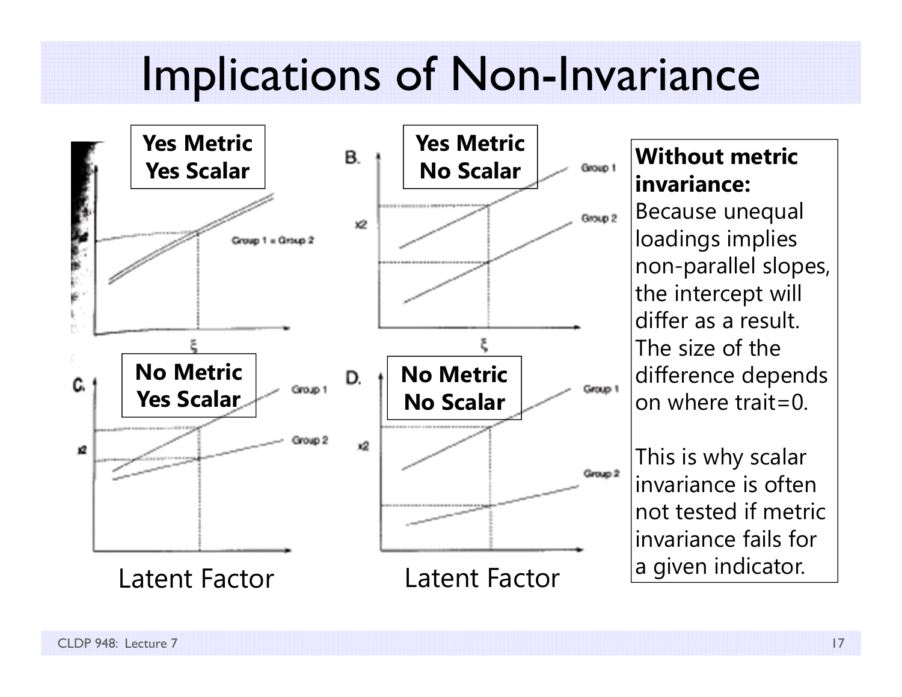# Implications of Non-Invariance

**Yes Metric Yes Scalar**

**Yes Metric No Scalar**

**No Metric Yes Scalar**

**No Metric No Scalar**

Latent Factor

Latent Factor

**Without metric invariance:** Because unequal loadings implies non-parallel slopes, the intercept will differ as a result. The size of the difference depends on where trait=0.

This is why scalar invariance is often not tested if metric invariance fails for a given indicator.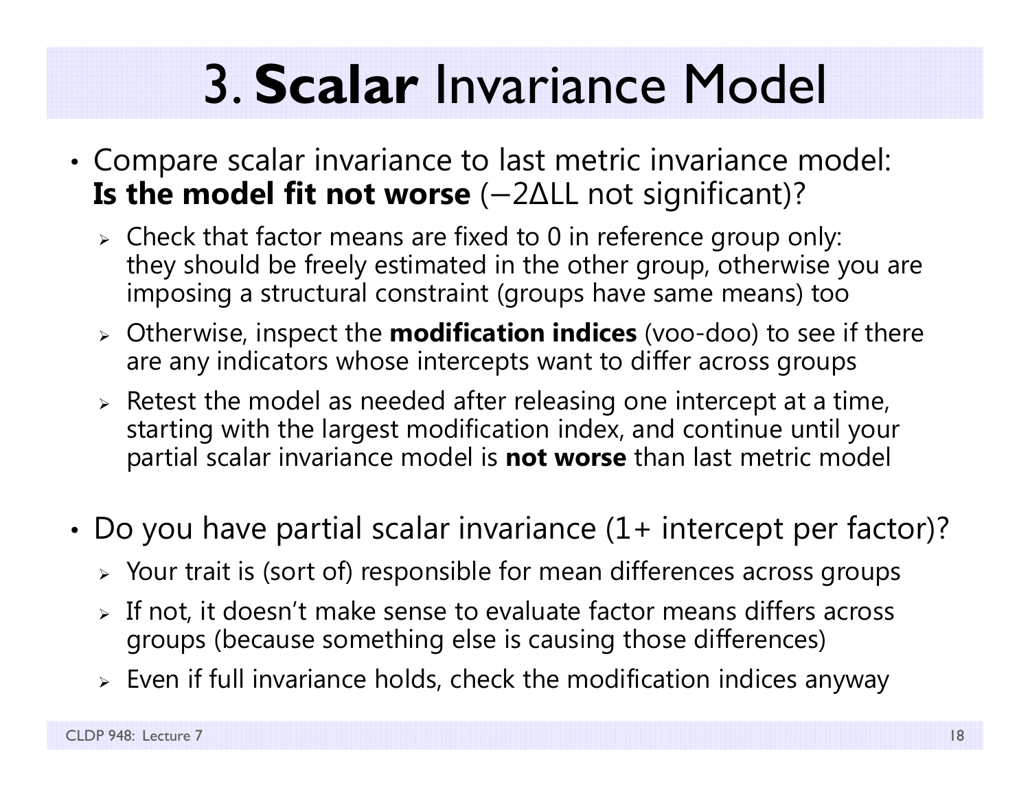# 3. **Scalar** Invariance Model

- Compare scalar invariance to last metric invariance model: **Is the model fit not worse** ($-2\Delta LL$ not significant)?
  - Check that factor means are fixed to 0 in reference group only: they should be freely estimated in the other group, otherwise you are imposing a structural constraint (groups have same means) too
  - Otherwise, inspect the **modification indices** (voo-doo) to see if there are any indicators whose intercepts want to differ across groups
  - Retest the model as needed after releasing one intercept at a time, starting with the largest modification index, and continue until your partial scalar invariance model is **not worse** than last metric model

- Do you have partial scalar invariance (1+ intercept per factor)?
  - Your trait is (sort of) responsible for mean differences across groups
  - If not, it doesn't make sense to evaluate factor means differs across groups (because something else is causing those differences)
  - Even if full invariance holds, check the modification indices anyway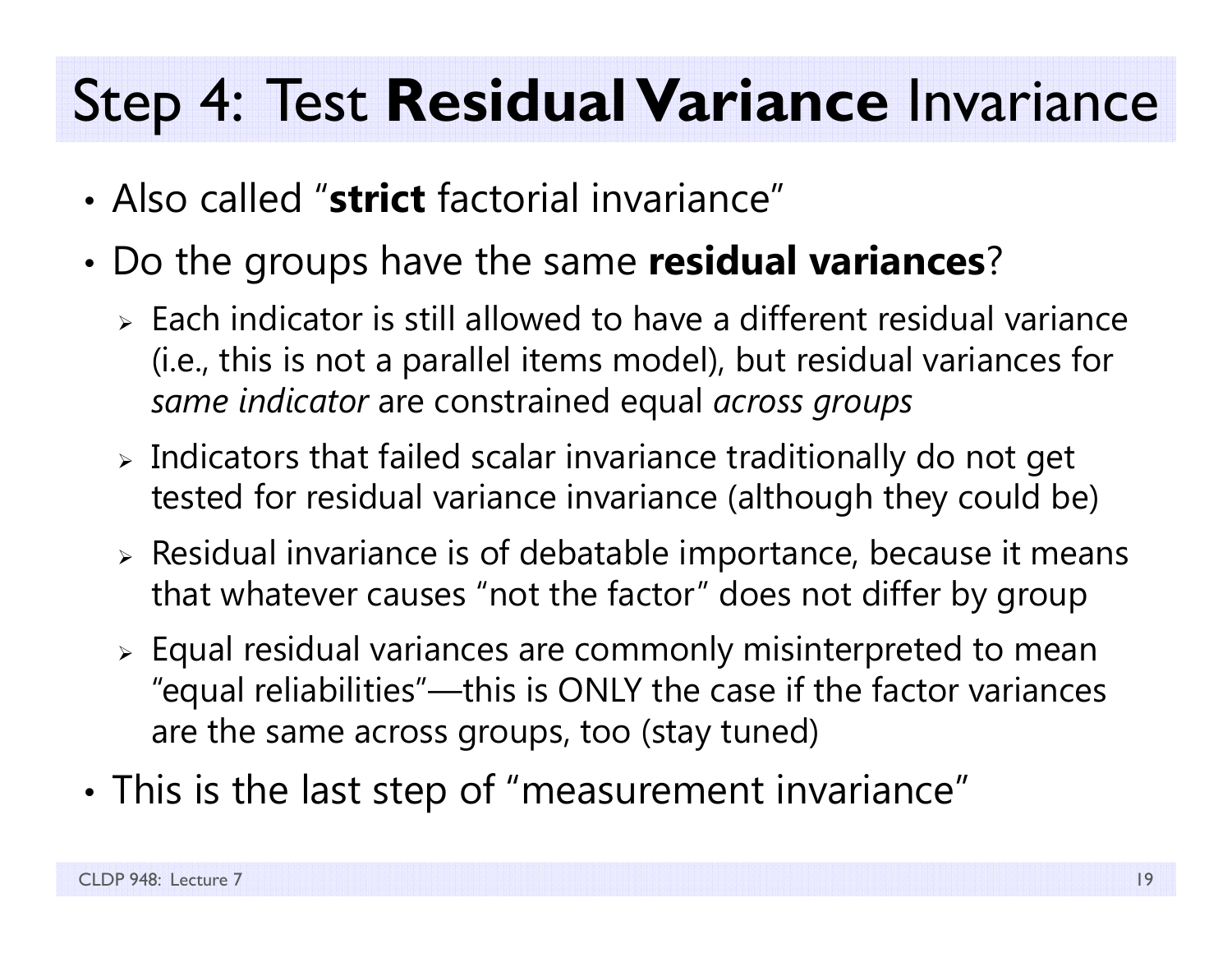# Step 4: Test **Residual Variance** Invariance

- Also called "**strict** factorial invariance"
- Do the groups have the same **residual variances**?
  - Each indicator is still allowed to have a different residual variance (i.e., this is not a parallel items model), but residual variances for *same indicator* are constrained equal *across groups*
  - Indicators that failed scalar invariance traditionally do not get tested for residual variance invariance (although they could be)
  - Residual invariance is of debatable importance, because it means that whatever causes "not the factor" does not differ by group
  - Equal residual variances are commonly misinterpreted to mean "equal reliabilities"—this is ONLY the case if the factor variances are the same across groups, too (stay tuned)
- This is the last step of "measurement invariance"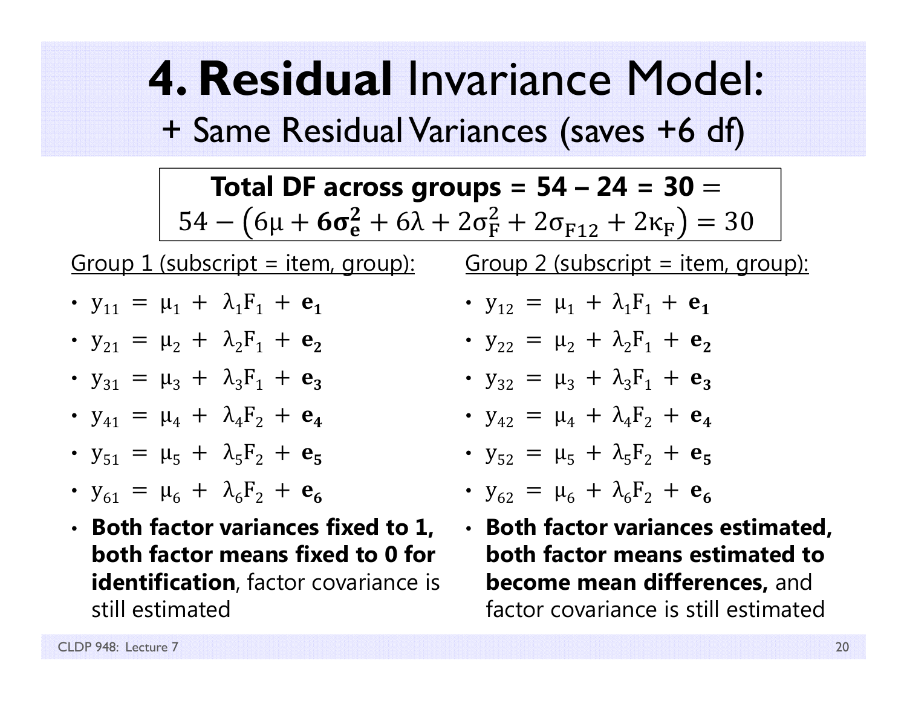# 4. **Residual** Invariance Model:

## + Same Residual Variances (saves +6 df)

**Total DF across groups = 54 – 24 = 30** $=$
$$54 - \left(6\mu + \mathbf{6\sigma_e^2} + 6\lambda + 2\sigma_F^2 + 2\sigma_{F12} + 2\kappa_F\right) = 30$$

Group 1 (subscript = item, group):

- $y_{11} = \mu_1 + \lambda_1 F_1 + \mathbf{e_1}$
- $y_{21} = \mu_2 + \lambda_2 F_1 + \mathbf{e_2}$
- $y_{31} = \mu_3 + \lambda_3 F_1 + \mathbf{e_3}$
- $y_{41} = \mu_4 + \lambda_4 F_2 + \mathbf{e_4}$
- $y_{51} = \mu_5 + \lambda_5 F_2 + \mathbf{e_5}$
- $y_{61} = \mu_6 + \lambda_6 F_2 + \mathbf{e_6}$
- **Both factor variances fixed to 1, both factor means fixed to 0 for identification**, factor covariance is still estimated

Group 2 (subscript = item, group):

- $y_{12} = \mu_1 + \lambda_1 F_1 + \mathbf{e_1}$
- $y_{22} = \mu_2 + \lambda_2 F_1 + \mathbf{e_2}$
- $y_{32} = \mu_3 + \lambda_3 F_1 + \mathbf{e_3}$
- $y_{42} = \mu_4 + \lambda_4 F_2 + \mathbf{e_4}$
- $y_{52} = \mu_5 + \lambda_5 F_2 + \mathbf{e_5}$
- $y_{62} = \mu_6 + \lambda_6 F_2 + \mathbf{e_6}$
- **Both factor variances estimated, both factor means estimated to become mean differences,** and factor covariance is still estimated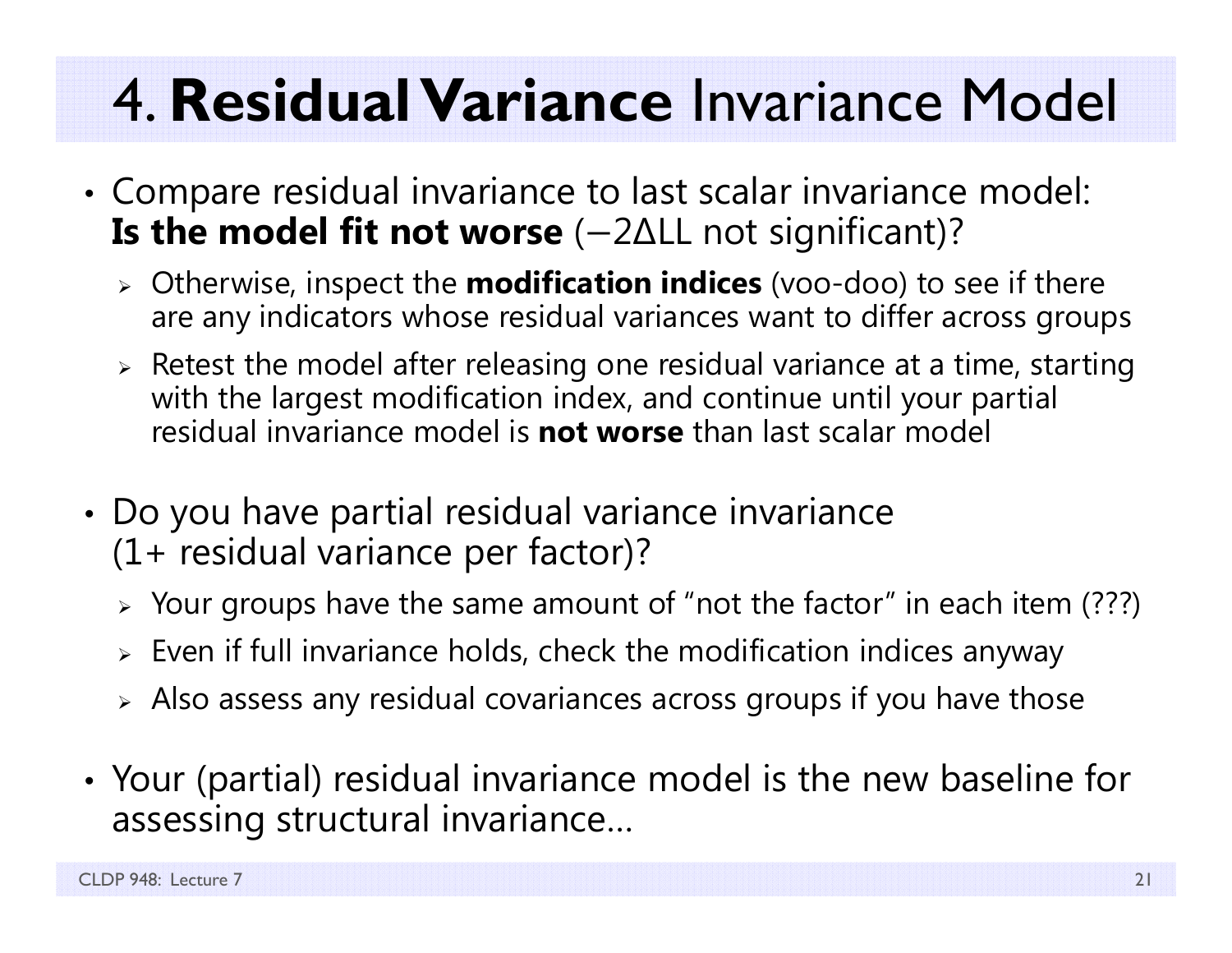# 4. **Residual Variance** Invariance Model

- Compare residual invariance to last scalar invariance model: **Is the model fit not worse** ($-2\Delta LL$ not significant)?
  - Otherwise, inspect the **modification indices** (voo-doo) to see if there are any indicators whose residual variances want to differ across groups
  - Retest the model after releasing one residual variance at a time, starting with the largest modification index, and continue until your partial residual invariance model is **not worse** than last scalar model
- Do you have partial residual variance invariance (1+ residual variance per factor)?
  - Your groups have the same amount of "not the factor" in each item (???)
  - Even if full invariance holds, check the modification indices anyway
  - Also assess any residual covariances across groups if you have those
- Your (partial) residual invariance model is the new baseline for assessing structural invariance…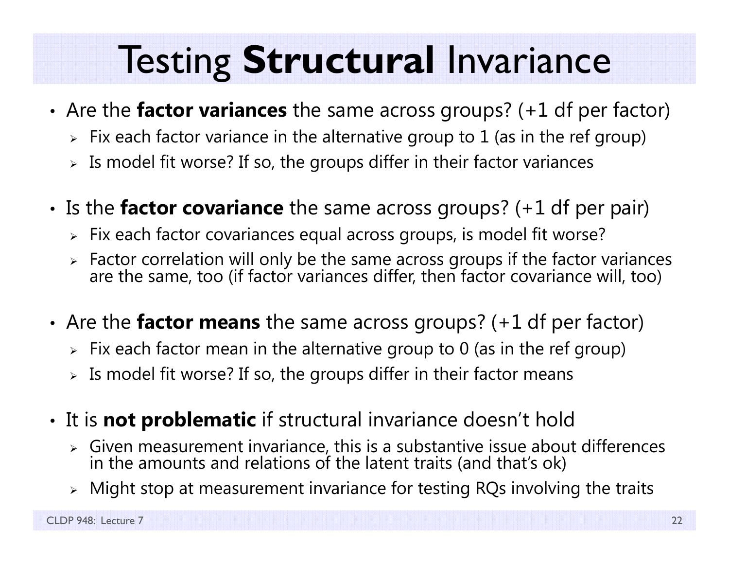# Testing **Structural** Invariance

- Are the **factor variances** the same across groups? (+1 df per factor)
  - Fix each factor variance in the alternative group to 1 (as in the ref group)
  - Is model fit worse? If so, the groups differ in their factor variances

- Is the **factor covariance** the same across groups? (+1 df per pair)
  - Fix each factor covariances equal across groups, is model fit worse?
  - Factor correlation will only be the same across groups if the factor variances are the same, too (if factor variances differ, then factor covariance will, too)

- Are the **factor means** the same across groups? (+1 df per factor)
  - Fix each factor mean in the alternative group to 0 (as in the ref group)
  - Is model fit worse? If so, the groups differ in their factor means

- It is **not problematic** if structural invariance doesn't hold
  - Given measurement invariance, this is a substantive issue about differences in the amounts and relations of the latent traits (and that's ok)
  - Might stop at measurement invariance for testing RQs involving the traits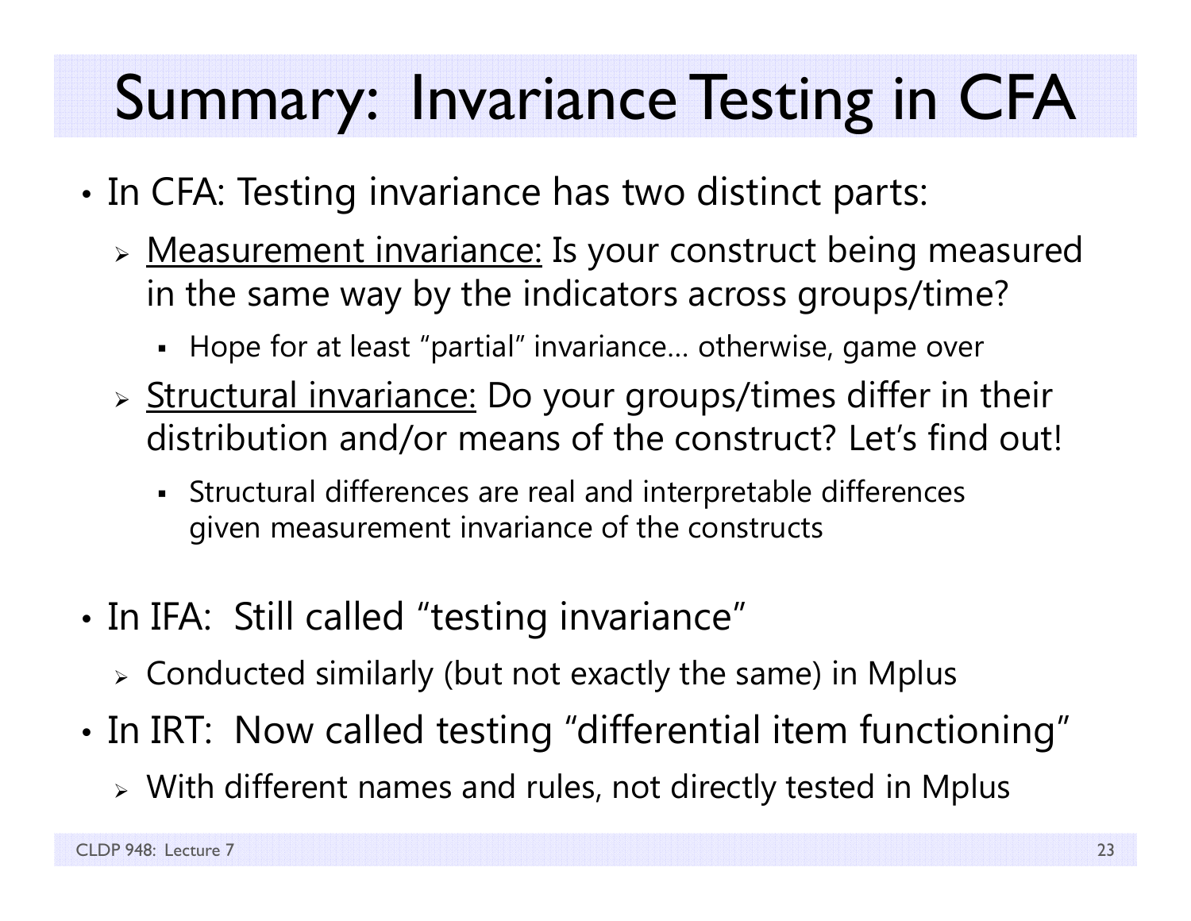# Summary: Invariance Testing in CFA

- In CFA: Testing invariance has two distinct parts:
  - Measurement invariance: Is your construct being measured in the same way by the indicators across groups/time?
    - Hope for at least "partial" invariance… otherwise, game over
  - Structural invariance: Do your groups/times differ in their distribution and/or means of the construct? Let's find out!
    - Structural differences are real and interpretable differences given measurement invariance of the constructs

- In IFA: Still called "testing invariance"
  - Conducted similarly (but not exactly the same) in Mplus
- In IRT: Now called testing "differential item functioning"
  - With different names and rules, not directly tested in Mplus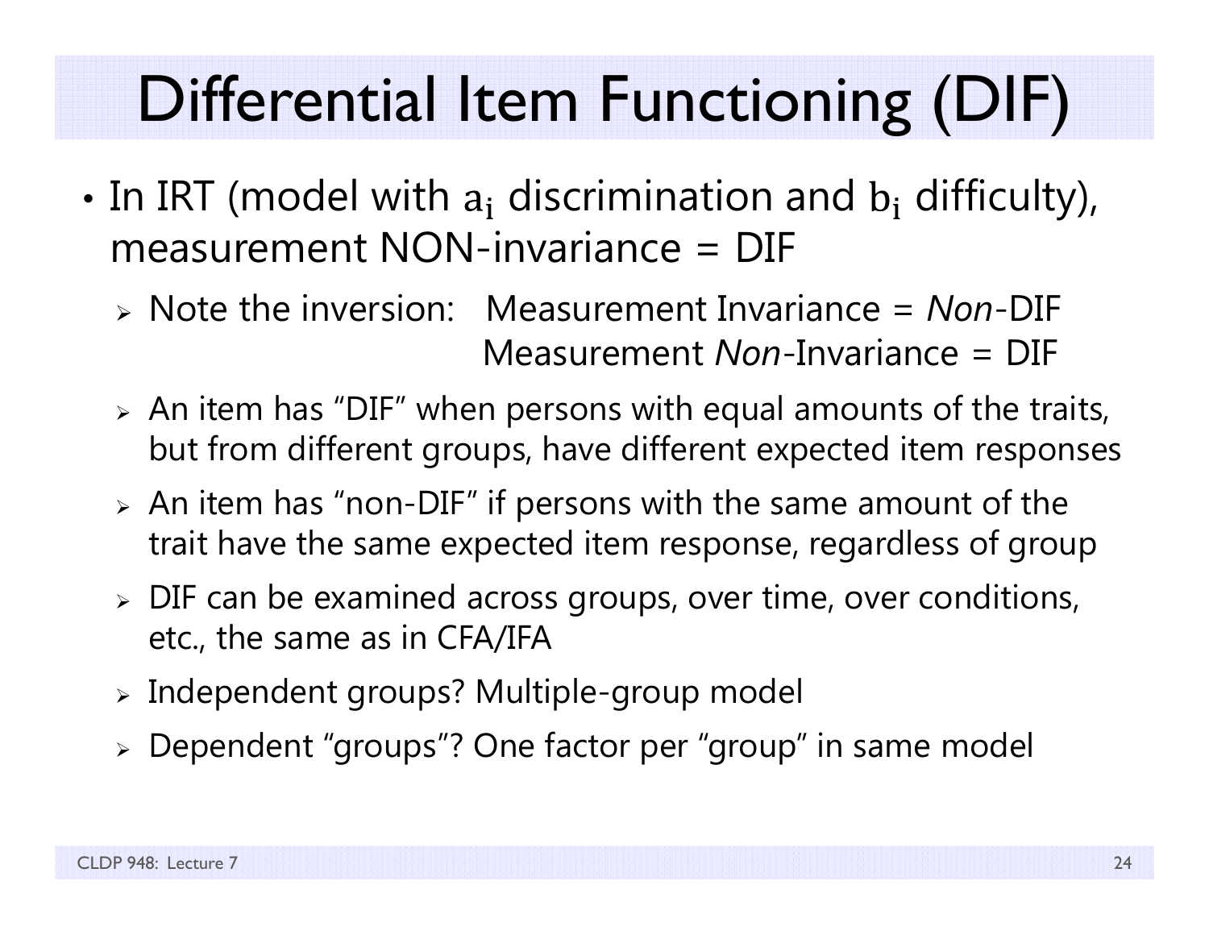# Differential Item Functioning (DIF)

- In IRT (model with $a_i$ discrimination and $b_i$ difficulty), measurement NON-invariance = DIF
  - Note the inversion: Measurement Invariance = *Non*-DIF
    Measurement *Non*-Invariance = DIF
  - An item has "DIF" when persons with equal amounts of the traits, but from different groups, have different expected item responses
  - An item has "non-DIF" if persons with the same amount of the trait have the same expected item response, regardless of group
  - DIF can be examined across groups, over time, over conditions, etc., the same as in CFA/IFA
  - Independent groups? Multiple-group model
  - Dependent "groups"? One factor per "group" in same model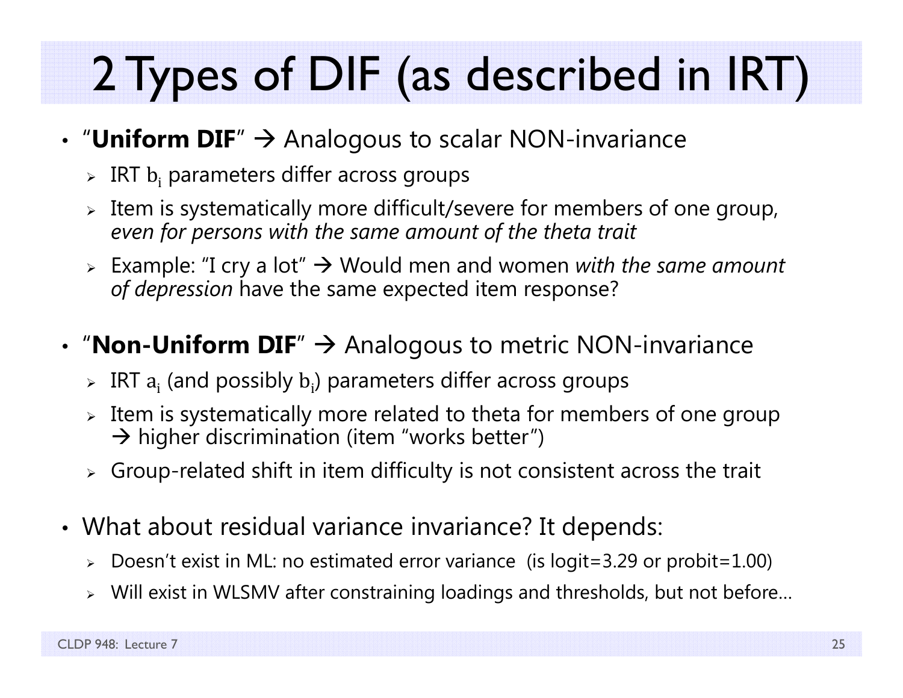# 2 Types of DIF (as described in IRT)

- "**Uniform DIF**" → Analogous to scalar NON-invariance
  - IRT $b_i$ parameters differ across groups
  - Item is systematically more difficult/severe for members of one group, *even for persons with the same amount of the theta trait*
  - Example: "I cry a lot" → Would men and women *with the same amount of depression* have the same expected item response?

- "**Non-Uniform DIF**" → Analogous to metric NON-invariance
  - IRT $a_i$ (and possibly $b_i$) parameters differ across groups
  - Item is systematically more related to theta for members of one group → higher discrimination (item "works better")
  - Group-related shift in item difficulty is not consistent across the trait

- What about residual variance invariance? It depends:
  - Doesn't exist in ML: no estimated error variance (is logit=3.29 or probit=1.00)
  - Will exist in WLSMV after constraining loadings and thresholds, but not before…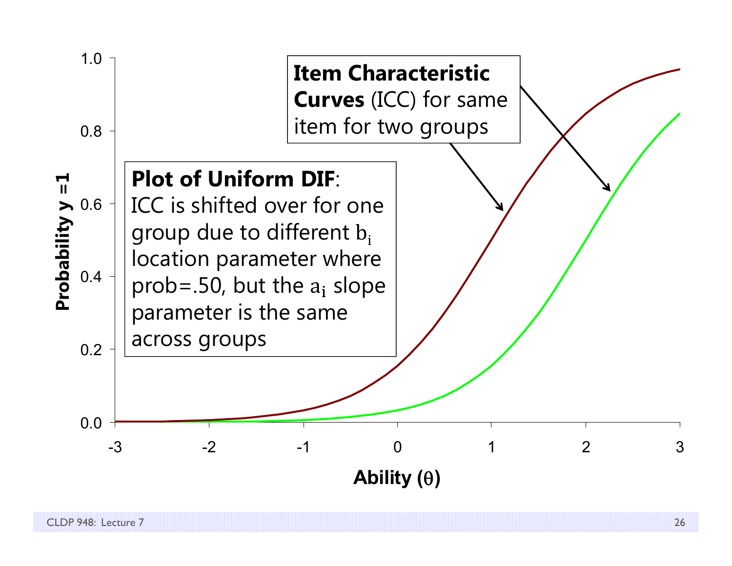**Item Characteristic Curves** (ICC) for same item for two groups

**Plot of Uniform DIF**: ICC is shifted over for one group due to different $b_i$ location parameter where prob=.50, but the $a_i$ slope parameter is the same across groups

Probability y =1

Ability (θ)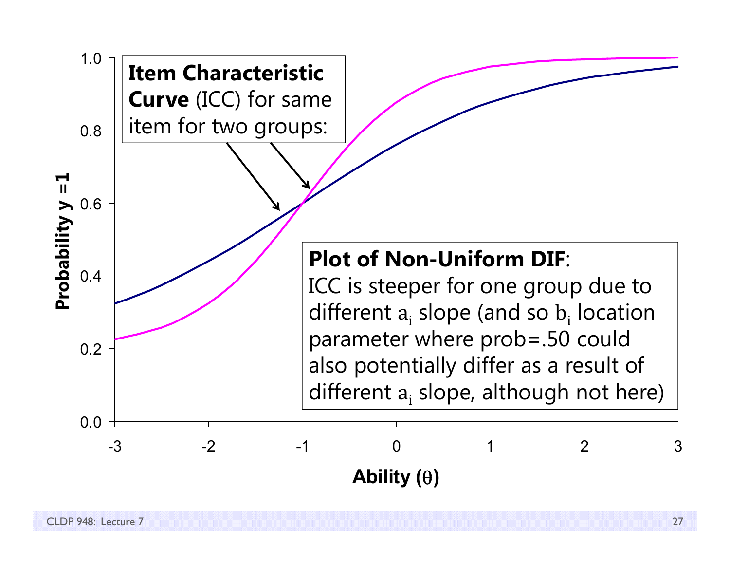**Item Characteristic Curve** (ICC) for same item for two groups:

**Plot of Non-Uniform DIF**:
ICC is steeper for one group due to different $a_i$ slope (and so $b_i$ location parameter where prob=.50 could also potentially differ as a result of different $a_i$ slope, although not here)

Probability y =1

Ability ($\theta$)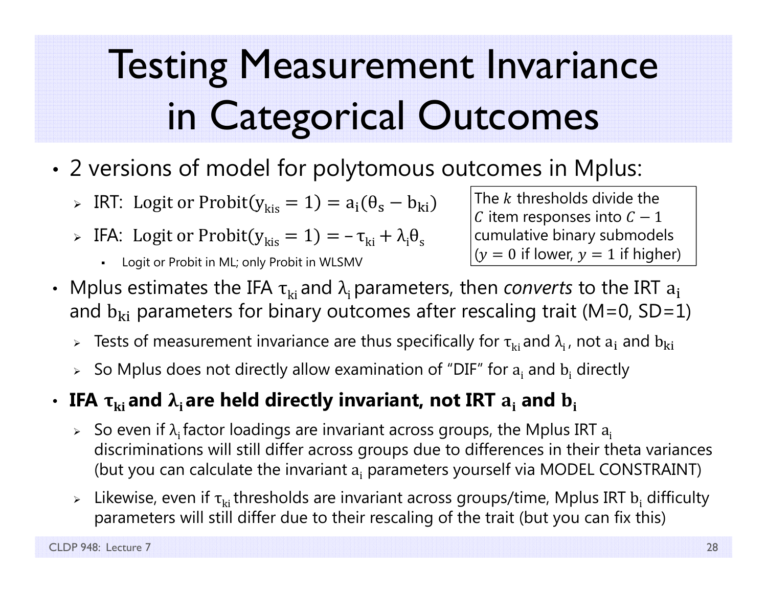# Testing Measurement Invariance in Categorical Outcomes

- 2 versions of model for polytomous outcomes in Mplus:
  - IRT: $\text{Logit or Probit}(y_{kis} = 1) = a_i(\theta_s - b_{ki})$
  - IFA: $\text{Logit or Probit}(y_{kis} = 1) = -\tau_{ki} + \lambda_i \theta_s$
    - Logit or Probit in ML; only Probit in WLSMV

> The $k$ thresholds divide the $C$ item responses into $C - 1$ cumulative binary submodels ($y = 0$ if lower, $y = 1$ if higher)

- Mplus estimates the IFA $\tau_{ki}$ and $\lambda_i$ parameters, then *converts* to the IRT $a_i$ and $b_{ki}$ parameters for binary outcomes after rescaling trait (M=0, SD=1)
  - Tests of measurement invariance are thus specifically for $\tau_{ki}$ and $\lambda_i$, not $a_i$ and $b_{ki}$
  - So Mplus does not directly allow examination of "DIF" for $a_i$ and $b_i$ directly
- **IFA $\tau_{ki}$ and $\lambda_i$ are held directly invariant, not IRT $a_i$ and $b_i$**
  - So even if $\lambda_i$ factor loadings are invariant across groups, the Mplus IRT $a_i$ discriminations will still differ across groups due to differences in their theta variances (but you can calculate the invariant $a_i$ parameters yourself via MODEL CONSTRAINT)
  - Likewise, even if $\tau_{ki}$ thresholds are invariant across groups/time, Mplus IRT $b_i$ difficulty parameters will still differ due to their rescaling of the trait (but you can fix this)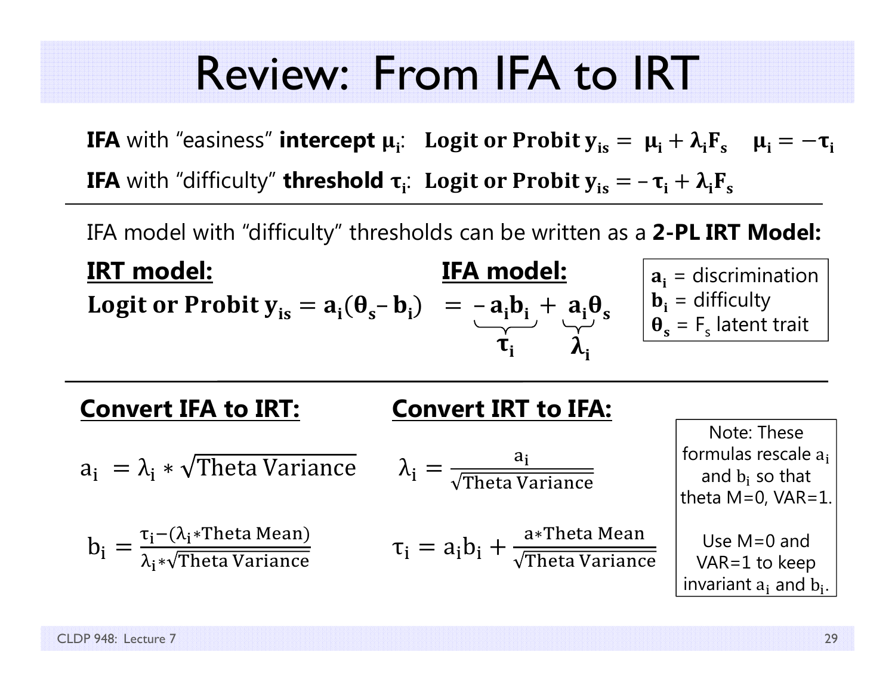# Review: From IFA to IRT

**IFA** with "easiness" **intercept** $\mu_i$: $\text{Logit or Probit } y_{is} = \mu_i + \lambda_i F_s \quad \mu_i = -\tau_i$

**IFA** with "difficulty" **threshold** $\tau_i$: $\text{Logit or Probit } y_{is} = -\tau_i + \lambda_i F_s$

---

IFA model with "difficulty" thresholds can be written as a **2-PL IRT Model:**

**IRT model:** / **IFA model:**

$$\text{Logit or Probit } y_{is} = a_i(\theta_s - b_i) = \underbrace{-a_i b_i}_{\tau_i} + \underbrace{a_i}_{\lambda_i}\theta_s$$

- $a_i$ = discrimination
- $b_i$ = difficulty
- $\theta_s$ = $F_s$ latent trait

---

**Convert IFA to IRT:**

$$a_i = \lambda_i * \sqrt{\text{Theta Variance}}$$

$$b_i = \frac{\tau_i - (\lambda_i * \text{Theta Mean})}{\lambda_i * \sqrt{\text{Theta Variance}}}$$

**Convert IRT to IFA:**

$$\lambda_i = \frac{a_i}{\sqrt{\text{Theta Variance}}}$$

$$\tau_i = a_i b_i + \frac{a * \text{Theta Mean}}{\sqrt{\text{Theta Variance}}}$$

Note: These formulas rescale $a_i$ and $b_i$ so that theta M=0, VAR=1.

Use M=0 and VAR=1 to keep invariant $a_i$ and $b_i$.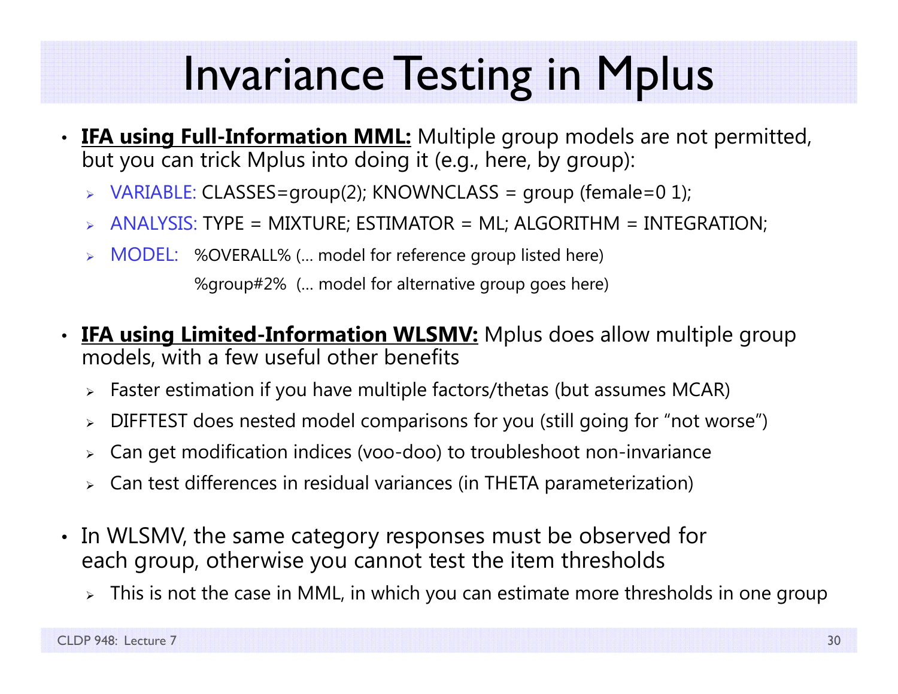# Invariance Testing in Mplus

- **IFA using Full-Information MML:** Multiple group models are not permitted, but you can trick Mplus into doing it (e.g., here, by group):
  - VARIABLE: CLASSES=group(2); KNOWNCLASS = group (female=0 1);
  - ANALYSIS: TYPE = MIXTURE; ESTIMATOR = ML; ALGORITHM = INTEGRATION;
  - MODEL: %OVERALL% (… model for reference group listed here)
    %group#2% (… model for alternative group goes here)
- **IFA using Limited-Information WLSMV:** Mplus does allow multiple group models, with a few useful other benefits
  - Faster estimation if you have multiple factors/thetas (but assumes MCAR)
  - DIFFTEST does nested model comparisons for you (still going for "not worse")
  - Can get modification indices (voo-doo) to troubleshoot non-invariance
  - Can test differences in residual variances (in THETA parameterization)
- In WLSMV, the same category responses must be observed for each group, otherwise you cannot test the item thresholds
  - This is not the case in MML, in which you can estimate more thresholds in one group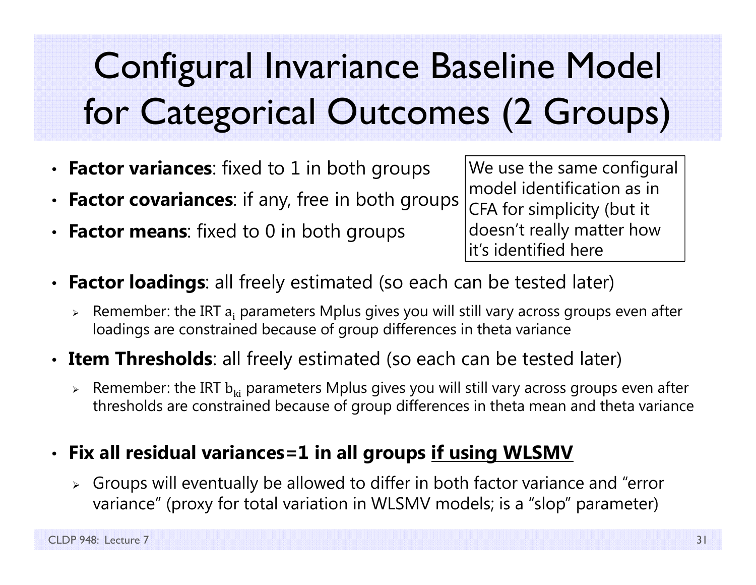# Configural Invariance Baseline Model for Categorical Outcomes (2 Groups)

- **Factor variances**: fixed to 1 in both groups
- **Factor covariances**: if any, free in both groups
- **Factor means**: fixed to 0 in both groups

We use the same configural model identification as in CFA for simplicity (but it doesn't really matter how it's identified here

- **Factor loadings**: all freely estimated (so each can be tested later)
  - Remember: the IRT $a_i$ parameters Mplus gives you will still vary across groups even after loadings are constrained because of group differences in theta variance
- **Item Thresholds**: all freely estimated (so each can be tested later)
  - Remember: the IRT $b_{ki}$ parameters Mplus gives you will still vary across groups even after thresholds are constrained because of group differences in theta mean and theta variance
- **Fix all residual variances=1 in all groups <u>if using WLSMV</u>**
  - Groups will eventually be allowed to differ in both factor variance and "error variance" (proxy for total variation in WLSMV models; is a "slop" parameter)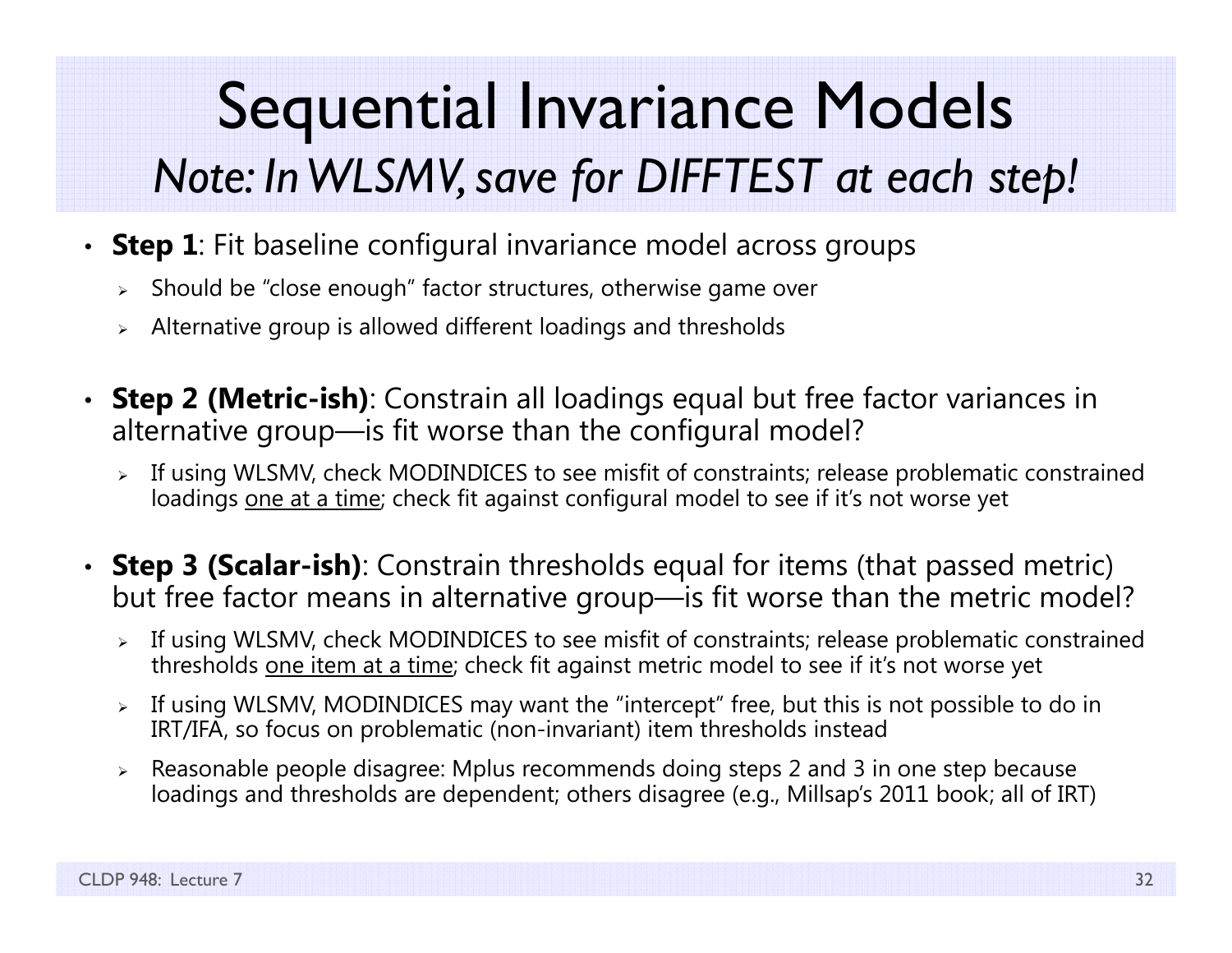# Sequential Invariance Models

## *Note: In WLSMV, save for DIFFTEST at each step!*

- **Step 1**: Fit baseline configural invariance model across groups
  - Should be "close enough" factor structures, otherwise game over
  - Alternative group is allowed different loadings and thresholds

- **Step 2 (Metric-ish)**: Constrain all loadings equal but free factor variances in alternative group—is fit worse than the configural model?
  - If using WLSMV, check MODINDICES to see misfit of constraints; release problematic constrained loadings <u>one at a time</u>; check fit against configural model to see if it's not worse yet

- **Step 3 (Scalar-ish)**: Constrain thresholds equal for items (that passed metric) but free factor means in alternative group—is fit worse than the metric model?
  - If using WLSMV, check MODINDICES to see misfit of constraints; release problematic constrained thresholds <u>one item at a time</u>; check fit against metric model to see if it's not worse yet
  - If using WLSMV, MODINDICES may want the "intercept" free, but this is not possible to do in IRT/IFA, so focus on problematic (non-invariant) item thresholds instead
  - Reasonable people disagree: Mplus recommends doing steps 2 and 3 in one step because loadings and thresholds are dependent; others disagree (e.g., Millsap's 2011 book; all of IRT)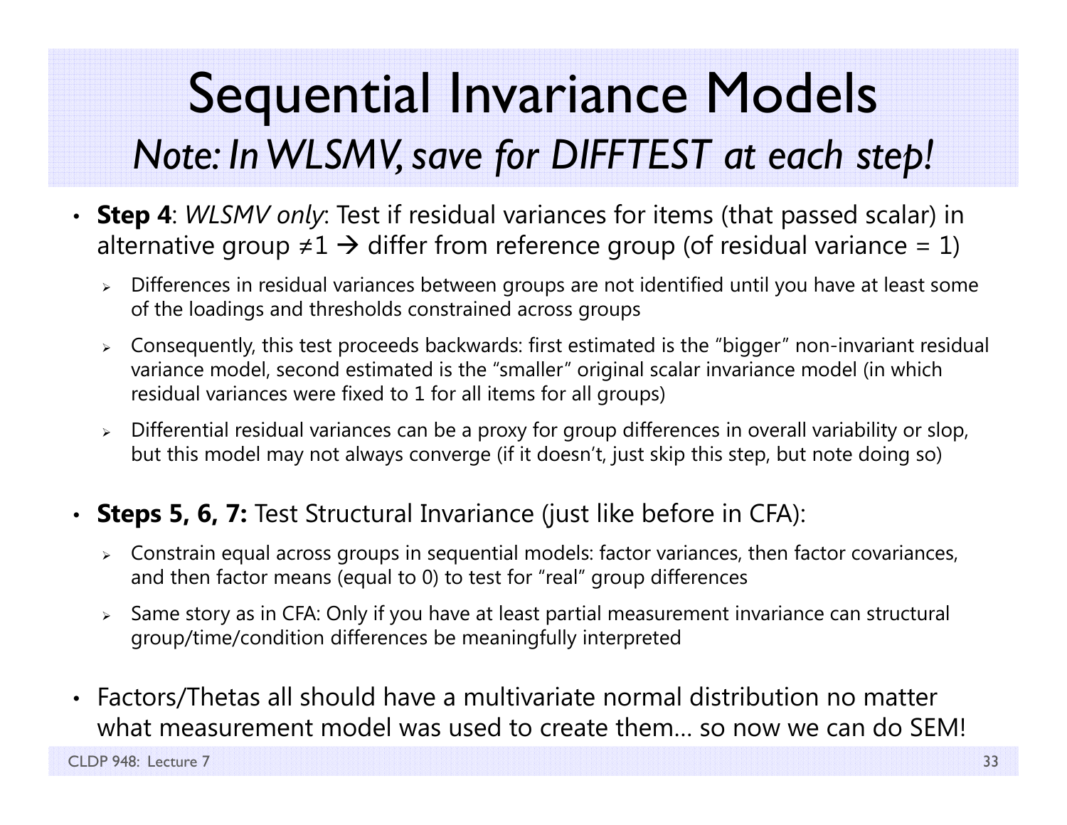# Sequential Invariance Models

## *Note: In WLSMV, save for DIFFTEST at each step!*

- **Step 4**: *WLSMV only*: Test if residual variances for items (that passed scalar) in alternative group ≠1 → differ from reference group (of residual variance = 1)
  - Differences in residual variances between groups are not identified until you have at least some of the loadings and thresholds constrained across groups
  - Consequently, this test proceeds backwards: first estimated is the "bigger" non-invariant residual variance model, second estimated is the "smaller" original scalar invariance model (in which residual variances were fixed to 1 for all items for all groups)
  - Differential residual variances can be a proxy for group differences in overall variability or slop, but this model may not always converge (if it doesn't, just skip this step, but note doing so)

- **Steps 5, 6, 7:** Test Structural Invariance (just like before in CFA):
  - Constrain equal across groups in sequential models: factor variances, then factor covariances, and then factor means (equal to 0) to test for "real" group differences
  - Same story as in CFA: Only if you have at least partial measurement invariance can structural group/time/condition differences be meaningfully interpreted

- Factors/Thetas all should have a multivariate normal distribution no matter what measurement model was used to create them… so now we can do SEM!